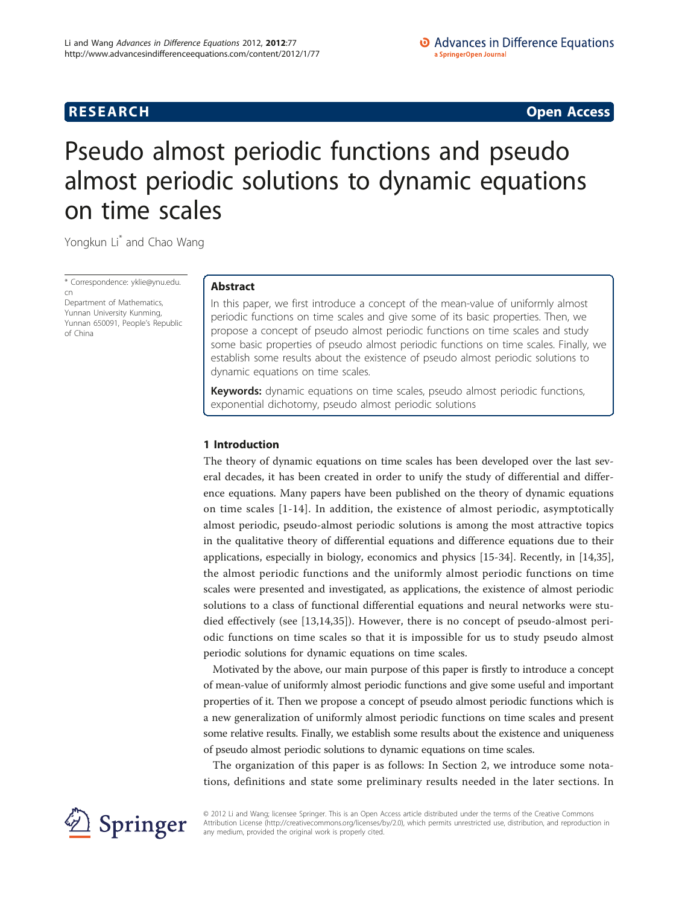**RESEARCH** **Open Access**

# Pseudo almost periodic functions and pseudo almost periodic solutions to dynamic equations on time scales

Yongkun Li* and Chao Wang

* Correspondence: yklie@ynu.edu.cn
Department of Mathematics, Yunnan University Kunming, Yunnan 650091, People's Republic of China

## Abstract

In this paper, we first introduce a concept of the mean-value of uniformly almost periodic functions on time scales and give some of its basic properties. Then, we propose a concept of pseudo almost periodic functions on time scales and study some basic properties of pseudo almost periodic functions on time scales. Finally, we establish some results about the existence of pseudo almost periodic solutions to dynamic equations on time scales.

**Keywords:** dynamic equations on time scales, pseudo almost periodic functions, exponential dichotomy, pseudo almost periodic solutions

## 1 Introduction

The theory of dynamic equations on time scales has been developed over the last several decades, it has been created in order to unify the study of differential and difference equations. Many papers have been published on the theory of dynamic equations on time scales [1-14]. In addition, the existence of almost periodic, asymptotically almost periodic, pseudo-almost periodic solutions is among the most attractive topics in the qualitative theory of differential equations and difference equations due to their applications, especially in biology, economics and physics [15-34]. Recently, in [14,35], the almost periodic functions and the uniformly almost periodic functions on time scales were presented and investigated, as applications, the existence of almost periodic solutions to a class of functional differential equations and neural networks were studied effectively (see [13,14,35]). However, there is no concept of pseudo-almost periodic functions on time scales so that it is impossible for us to study pseudo almost periodic solutions for dynamic equations on time scales.

Motivated by the above, our main purpose of this paper is firstly to introduce a concept of mean-value of uniformly almost periodic functions and give some useful and important properties of it. Then we propose a concept of pseudo almost periodic functions which is a new generalization of uniformly almost periodic functions on time scales and present some relative results. Finally, we establish some results about the existence and uniqueness of pseudo almost periodic solutions to dynamic equations on time scales.

The organization of this paper is as follows: In Section 2, we introduce some notations, definitions and state some preliminary results needed in the later sections. In

© 2012 Li and Wang; licensee Springer. This is an Open Access article distributed under the terms of the Creative Commons Attribution License (http://creativecommons.org/licenses/by/2.0), which permits unrestricted use, distribution, and reproduction in any medium, provided the original work is properly cited.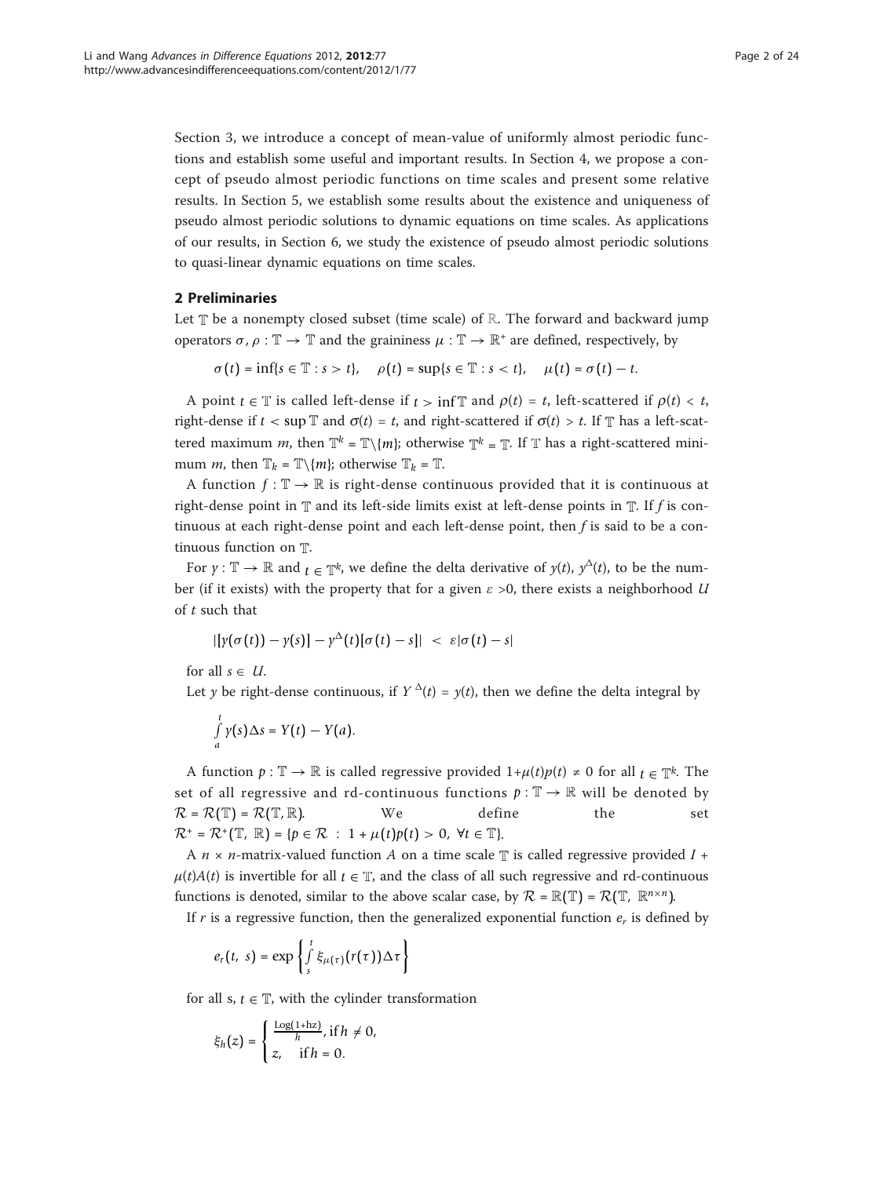Section 3, we introduce a concept of mean-value of uniformly almost periodic functions and establish some useful and important results. In Section 4, we propose a concept of pseudo almost periodic functions on time scales and present some relative results. In Section 5, we establish some results about the existence and uniqueness of pseudo almost periodic solutions to dynamic equations on time scales. As applications of our results, in Section 6, we study the existence of pseudo almost periodic solutions to quasi-linear dynamic equations on time scales.

## 2 Preliminaries

Let $\mathbb{T}$ be a nonempty closed subset (time scale) of $\mathbb{R}$. The forward and backward jump operators $\sigma, \rho : \mathbb{T} \to \mathbb{T}$ and the graininess $\mu : \mathbb{T} \to \mathbb{R}^+$ are defined, respectively, by

$$\sigma(t) = \inf\{s \in \mathbb{T} : s > t\}, \quad \rho(t) = \sup\{s \in \mathbb{T} : s < t\}, \quad \mu(t) = \sigma(t) - t.$$

A point $t \in \mathbb{T}$ is called left-dense if $t > \inf \mathbb{T}$ and $\rho(t) = t$, left-scattered if $\rho(t) < t$, right-dense if $t < \sup \mathbb{T}$ and $\sigma(t) = t$, and right-scattered if $\sigma(t) > t$. If $\mathbb{T}$ has a left-scattered maximum $m$, then $\mathbb{T}^k = \mathbb{T}\backslash\{m\}$; otherwise $\mathbb{T}^k = \mathbb{T}$. If $\mathbb{T}$ has a right-scattered minimum $m$, then $\mathbb{T}_k = \mathbb{T}\backslash\{m\}$; otherwise $\mathbb{T}_k = \mathbb{T}$.

A function $f : \mathbb{T} \to \mathbb{R}$ is right-dense continuous provided that it is continuous at right-dense point in $\mathbb{T}$ and its left-side limits exist at left-dense points in $\mathbb{T}$. If $f$ is continuous at each right-dense point and each left-dense point, then $f$ is said to be a continuous function on $\mathbb{T}$.

For $y : \mathbb{T} \to \mathbb{R}$ and $t \in \mathbb{T}^k$, we define the delta derivative of $y(t)$, $y^{\Delta}(t)$, to be the number (if it exists) with the property that for a given $\varepsilon > 0$, there exists a neighborhood $U$ of $t$ such that

$$|[y(\sigma(t)) - y(s)] - y^{\Delta}(t)[\sigma(t) - s]| < \varepsilon|\sigma(t) - s|$$

for all $s \in U$.

Let $y$ be right-dense continuous, if $Y^{\Delta}(t) = y(t)$, then we define the delta integral by

$$\int_a^t y(s)\Delta s = Y(t) - Y(a).$$

A function $p : \mathbb{T} \to \mathbb{R}$ is called regressive provided $1+\mu(t)p(t) \neq 0$ for all $t \in \mathbb{T}^k$. The set of all regressive and rd-continuous functions $p : \mathbb{T} \to \mathbb{R}$ will be denoted by $\mathcal{R} = \mathcal{R}(\mathbb{T}) = \mathcal{R}(\mathbb{T}, \mathbb{R})$. We define the set $\mathcal{R}^+ = \mathcal{R}^+(\mathbb{T}, \mathbb{R}) = \{p \in \mathcal{R} : 1 + \mu(t)p(t) > 0, \ \forall t \in \mathbb{T}\}$.

A $n \times n$-matrix-valued function $A$ on a time scale $\mathbb{T}$ is called regressive provided $I + \mu(t)A(t)$ is invertible for all $t \in \mathbb{T}$, and the class of all such regressive and rd-continuous functions is denoted, similar to the above scalar case, by $\mathcal{R} = \mathbb{R}(\mathbb{T}) = \mathcal{R}(\mathbb{T}, \mathbb{R}^{n\times n})$.

If $r$ is a regressive function, then the generalized exponential function $e_r$ is defined by

$$e_r(t, s) = \exp\left\{\int_s^t \xi_{\mu(\tau)}(r(\tau))\Delta\tau\right\}$$

for all s, $t \in \mathbb{T}$, with the cylinder transformation

$$\xi_h(z) = \begin{cases} \frac{\mathrm{Log}(1+hz)}{h}, & \text{if } h \neq 0, \\ z, & \text{if } h = 0. \end{cases}$$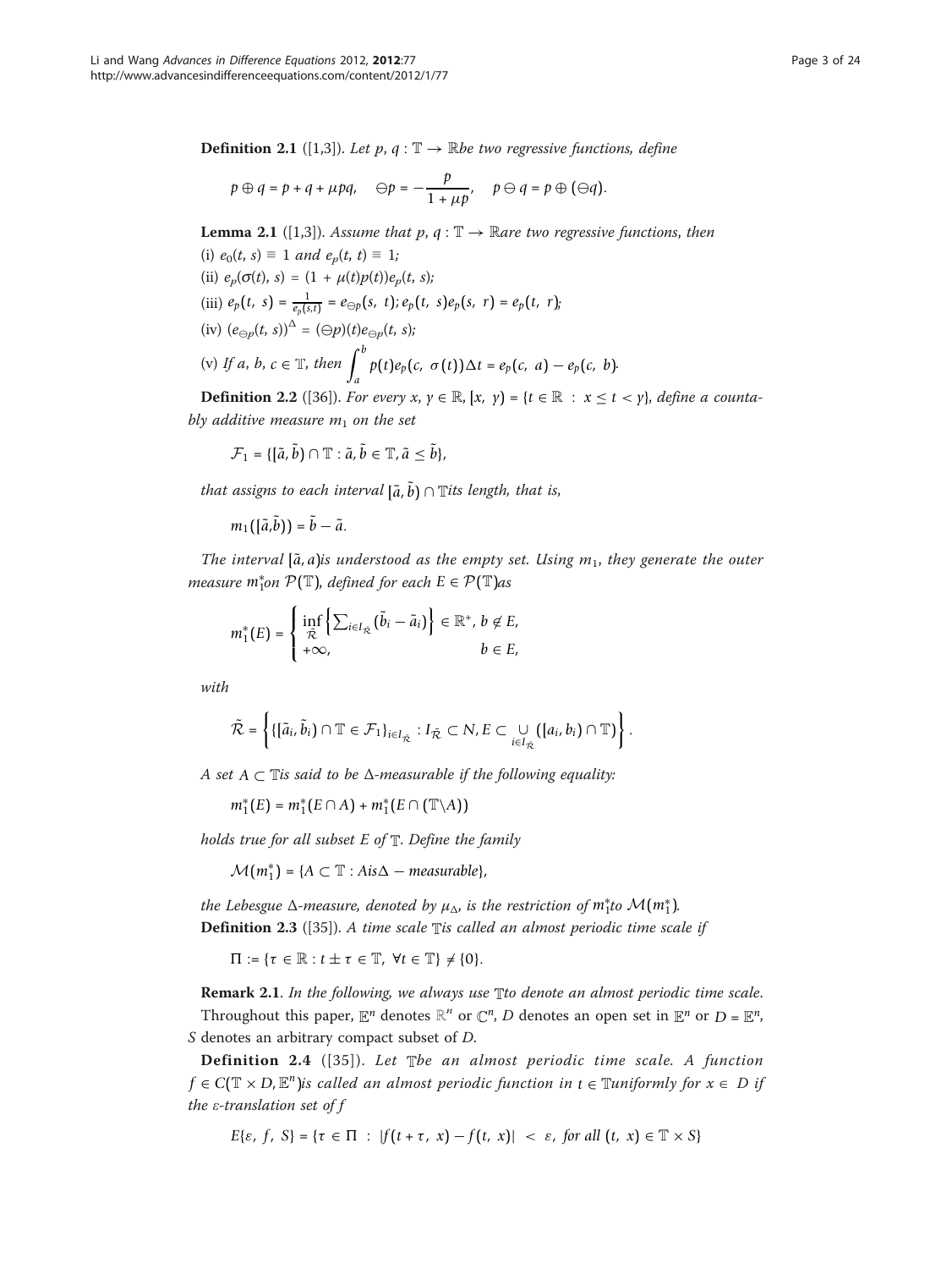**Definition 2.1** ([1,3]). *Let $p$, $q : \mathbb{T} \to \mathbb{R}$be two regressive functions, define*

$$p \oplus q = p + q + \mu pq, \quad \ominus p = -\frac{p}{1 + \mu p}, \quad p \ominus q = p \oplus (\ominus q).$$

**Lemma 2.1** ([1,3]). *Assume that $p$, $q : \mathbb{T} \to \mathbb{R}$are two regressive functions, then*

(i) $e_0(t, s) \equiv 1$ *and* $e_p(t, t) \equiv 1$*;*

(ii) $e_p(\sigma(t), s) = (1 + \mu(t)p(t))e_p(t, s)$*;*

(iii) $e_p(t, s) = \frac{1}{e_p(s,t)} = e_{\ominus p}(s, t)$; $e_p(t, s)e_p(s, r) = e_p(t, r)$*;*

(iv) $(e_{\ominus p}(t, s))^{\Delta} = (\ominus p)(t)e_{\ominus p}(t, s)$*;*

(v) *If $a$, $b$, $c \in \mathbb{T}$, then* $\int_a^b p(t)e_p(c, \sigma(t))\Delta t = e_p(c, a) - e_p(c, b)$*.*

**Definition 2.2** ([36]). *For every $x$, $y \in \mathbb{R}$, $[x, y) = \{t \in \mathbb{R} : x \le t < y\}$, define a countably additive measure $m_1$ on the set*

$$\mathcal{F}_1 = \{[\tilde{a}, \tilde{b}) \cap \mathbb{T} : \tilde{a}, \tilde{b} \in \mathbb{T}, \tilde{a} \le \tilde{b}\},$$

*that assigns to each interval $[\tilde{a}, \tilde{b}) \cap \mathbb{T}$its length, that is,*

$$m_1([\tilde{a},\tilde{b})) = \tilde{b} - \tilde{a}.$$

*The interval $[\tilde{a}, a)$is understood as the empty set. Using $m_1$, they generate the outer measure $m_1^*$on $\mathcal{P}(\mathbb{T})$, defined for each $E \in \mathcal{P}(\mathbb{T})$as*

$$m_1^*(E) = \begin{cases} \inf\limits_{\tilde{\mathcal{R}}} \left\{ \sum_{i \in I_{\tilde{\mathcal{R}}}} (\tilde{b}_i - \tilde{a}_i) \right\} \in \mathbb{R}^+, & b \notin E, \\ +\infty, & b \in E, \end{cases}$$

*with*

$$\tilde{\mathcal{R}} = \left\{ \{[\tilde{a}_i, \tilde{b}_i) \cap \mathbb{T} \in \mathcal{F}_1\}_{i \in I_{\tilde{\mathcal{R}}}} : I_{\tilde{\mathcal{R}}} \subset N, E \subset \bigcup_{i \in I_{\tilde{\mathcal{R}}}} ([a_i, b_i) \cap \mathbb{T}) \right\}.$$

*A set $A \subset \mathbb{T}$is said to be $\Delta$-measurable if the following equality:*

$$m_1^*(E) = m_1^*(E \cap A) + m_1^*(E \cap (\mathbb{T} \backslash A))$$

*holds true for all subset $E$ of $\mathbb{T}$. Define the family*

$$\mathcal{M}(m_1^*) = \{A \subset \mathbb{T} : A is \Delta - measurable\},$$

*the Lebesgue $\Delta$-measure, denoted by $\mu_{\Delta}$, is the restriction of $m_1^*$to $\mathcal{M}(m_1^*)$.*

**Definition 2.3** ([35]). *A time scale $\mathbb{T}$is called an almost periodic time scale if*

$$\Pi := \{\tau \in \mathbb{R} : t \pm \tau \in \mathbb{T}, \ \forall t \in \mathbb{T}\} \ne \{0\}.$$

**Remark 2.1**. *In the following, we always use $\mathbb{T}$to denote an almost periodic time scale.*

Throughout this paper, $\mathbb{E}^n$ denotes $\mathbb{R}^n$ or $\mathbb{C}^n$, $D$ denotes an open set in $\mathbb{E}^n$ or $D = \mathbb{E}^n$, $S$ denotes an arbitrary compact subset of $D$.

**Definition 2.4** ([35]). *Let $\mathbb{T}$be an almost periodic time scale. A function $f \in C(\mathbb{T} \times D, \mathbb{E}^n)$is called an almost periodic function in $t \in \mathbb{T}$uniformly for $x \in D$ if the $\varepsilon$-translation set of $f$*

$$E\{\varepsilon, f, S\} = \{\tau \in \Pi : |f(t + \tau, x) - f(t, x)| < \varepsilon, \text{ for all } (t, x) \in \mathbb{T} \times S\}$$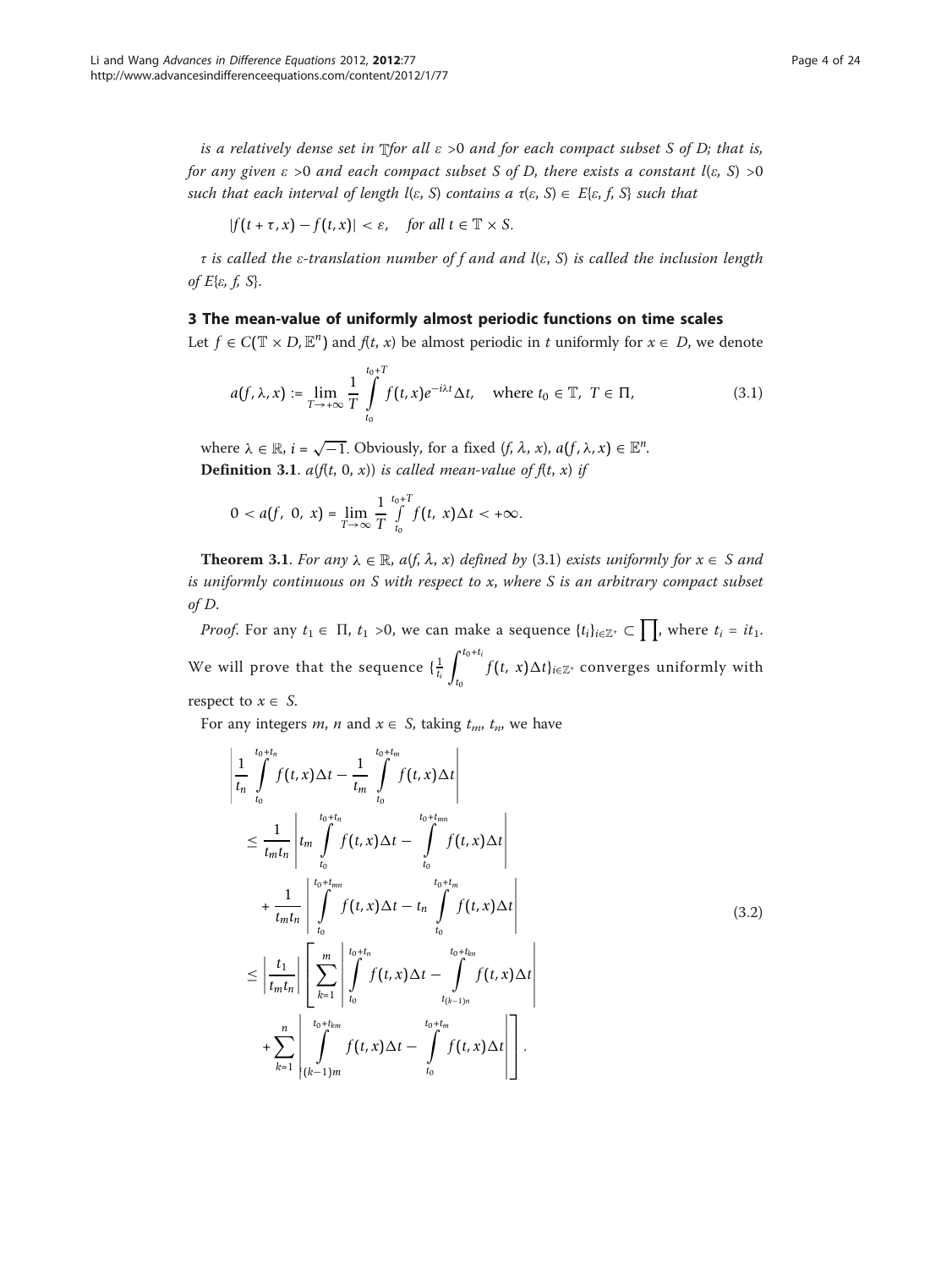*is a relatively dense set in* $\mathbb{T}$*for all* $\varepsilon > 0$ *and for each compact subset* $S$ *of* $D$*; that is, for any given* $\varepsilon > 0$ *and each compact subset* $S$ *of* $D$*, there exists a constant* $l(\varepsilon, S) > 0$ *such that each interval of length* $l(\varepsilon, S)$ *contains a* $\tau(\varepsilon, S) \in E\{\varepsilon, f, S\}$ *such that*

$$|f(t+\tau, x) - f(t, x)| < \varepsilon, \quad \text{for all } t \in \mathbb{T} \times S.$$

$\tau$ *is called the* $\varepsilon$*-translation number of* $f$ *and and* $l(\varepsilon, S)$ *is called the inclusion length of* $E\{\varepsilon, f, S\}$.

## 3 The mean-value of uniformly almost periodic functions on time scales

Let $f \in C(\mathbb{T} \times D, \mathbb{E}^n)$ and $f(t, x)$ be almost periodic in $t$ uniformly for $x \in D$, we denote

$$a(f, \lambda, x) := \lim_{T \to +\infty} \frac{1}{T} \int_{t_0}^{t_0+T} f(t, x) e^{-i\lambda t} \Delta t, \quad \text{where } t_0 \in \mathbb{T},\ T \in \Pi, \tag{3.1}$$

where $\lambda \in \mathbb{R}$, $i = \sqrt{-1}$. Obviously, for a fixed $(f, \lambda, x)$, $a(f, \lambda, x) \in \mathbb{E}^n$.

**Definition 3.1**. *$a(f(t, 0, x))$ is called mean-value of $f(t, x)$ if*

$$0 < a(f,\ 0,\ x) = \lim_{T \to \infty} \frac{1}{T} \int_{t_0}^{t_0+T} f(t,\ x) \Delta t < +\infty.$$

**Theorem 3.1**. *For any $\lambda \in \mathbb{R}$, $a(f, \lambda, x)$ defined by* (3.1) *exists uniformly for $x \in S$ and is uniformly continuous on $S$ with respect to $x$, where $S$ is an arbitrary compact subset of $D$.*

*Proof*. For any $t_1 \in \Pi$, $t_1 > 0$, we can make a sequence $\{t_i\}_{i \in \mathbb{Z}^+} \subset \prod$, where $t_i = it_1$. We will prove that the sequence $\{\frac{1}{t_i} \int_{t_0}^{t_0+t_i} f(t,\ x) \Delta t\}_{i \in \mathbb{Z}^+}$ converges uniformly with respect to $x \in S$.

For any integers $m$, $n$ and $x \in S$, taking $t_m$, $t_n$, we have

$$\begin{aligned}
&\left| \frac{1}{t_n} \int_{t_0}^{t_0+t_n} f(t, x) \Delta t - \frac{1}{t_m} \int_{t_0}^{t_0+t_m} f(t, x) \Delta t \right| \\
&\leq \frac{1}{t_m t_n} \left| t_m \int_{t_0}^{t_0+t_n} f(t, x) \Delta t - \int_{t_0}^{t_0+t_{mn}} f(t, x) \Delta t \right| \\
&\quad + \frac{1}{t_m t_n} \left| \int_{t_0}^{t_0+t_{mn}} f(t, x) \Delta t - t_n \int_{t_0}^{t_0+t_m} f(t, x) \Delta t \right| \\
&\leq \left| \frac{t_1}{t_m t_n} \right| \left[ \sum_{k=1}^{m} \left| \int_{t_0}^{t_0+t_n} f(t, x) \Delta t - \int_{t_{(k-1)n}}^{t_0+t_{kn}} f(t, x) \Delta t \right| \right. \\
&\quad \left. + \sum_{k=1}^{n} \left| \int_{t_{(k-1)m}}^{t_0+t_{km}} f(t, x) \Delta t - \int_{t_0}^{t_0+t_m} f(t, x) \Delta t \right| \right].
\end{aligned} \tag{3.2}$$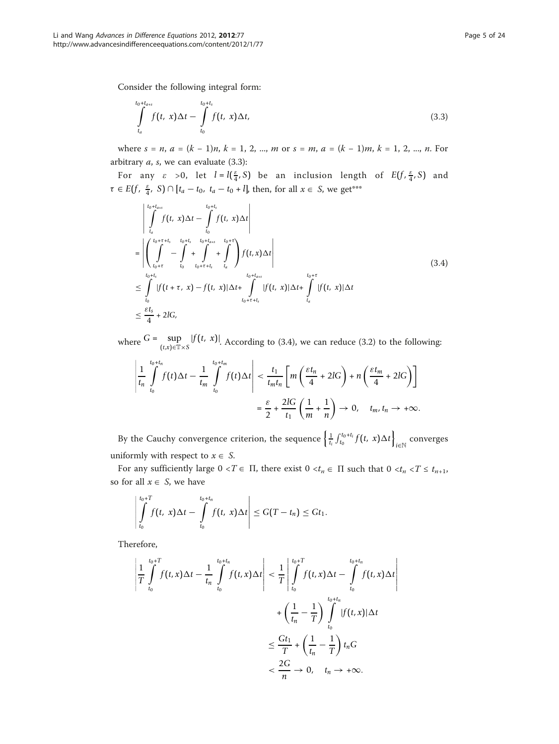Consider the following integral form:

$$\int_{t_a}^{t_0+t_{a+s}} f(t,\ x)\Delta t - \int_{t_0}^{t_0+t_s} f(t,\ x)\Delta t, \tag{3.3}$$

where $s = n$, $a = (k-1)n$, $k = 1, 2, ..., m$ or $s = m$, $a = (k-1)m$, $k = 1, 2, ..., n$. For arbitrary $a$, $s$, we can evaluate (3.3):

For any $\varepsilon > 0$, let $l = l(\frac{\varepsilon}{4}, S)$ be an inclusion length of $E(f, \frac{\varepsilon}{4}, S)$ and $\tau \in E(f,\ \frac{\varepsilon}{4},\ S) \cap [t_a - t_0,\ t_a - t_0 + l]$, then, for all $x \in S$, we get***

$$\begin{aligned}
&\left| \int_{t_a}^{t_0+t_{a+s}} f(t,\ x)\Delta t - \int_{t_0}^{t_0+t_s} f(t,\ x)\Delta t \right| \\
&= \left| \left( \int_{t_0+\tau}^{t_0+\tau+t_s} - \int_{t_0}^{t_0+t_s} + \int_{t_0+\tau+t_s}^{t_0+t_{a+s}} + \int_{t_a}^{t_0+\tau} \right) f(t,x)\Delta t \right| \\
&\leq \int_{t_0}^{t_0+t_s} |f(t+\tau,\ x) - f(t,\ x)|\Delta t + \int_{t_0+\tau+t_s}^{t_0+t_{a+s}} |f(t,\ x)|\Delta t + \int_{t_a}^{t_0+\tau} |f(t,\ x)|\Delta t \\
&\leq \frac{\varepsilon t_s}{4} + 2lG,
\end{aligned} \tag{3.4}$$

where $G = \sup\limits_{(t,x)\in\mathbb{T}\times S} |f(t,\ x)|$. According to (3.4), we can reduce (3.2) to the following:

$$\begin{aligned}
\left| \frac{1}{t_n}\int_{t_0}^{t_0+t_n} f(t)\Delta t - \frac{1}{t_m}\int_{t_0}^{t_0+t_m} f(t)\Delta t \right| &< \frac{t_1}{t_m t_n}\left[ m\left(\frac{\varepsilon t_n}{4} + 2lG\right) + n\left(\frac{\varepsilon t_m}{4} + 2lG\right) \right] \\
&= \frac{\varepsilon}{2} + \frac{2lG}{t_1}\left(\frac{1}{m} + \frac{1}{n}\right) \to 0, \quad t_m, t_n \to +\infty.
\end{aligned}$$

By the Cauchy convergence criterion, the sequence $\left\{ \frac{1}{t_i}\int_{t_0}^{t_0+t_i} f(t,\ x)\Delta t \right\}_{i\in\mathbb{N}}$ converges uniformly with respect to $x \in S$.

For any sufficiently large $0 < T \in \Pi$, there exist $0 < t_n \in \Pi$ such that $0 < t_n < T \leq t_{n+1}$, so for all $x \in S$, we have

$$\left| \int_{t_0}^{t_0+T} f(t,\ x)\Delta t - \int_{t_0}^{t_0+t_n} f(t,\ x)\Delta t \right| \leq G(T - t_n) \leq G t_1.$$

Therefore,

$$\begin{aligned}
\left| \frac{1}{T}\int_{t_0}^{t_0+T} f(t,x)\Delta t - \frac{1}{t_n}\int_{t_0}^{t_0+t_n} f(t,x)\Delta t \right| &< \frac{1}{T}\left| \int_{t_0}^{t_0+T} f(t,x)\Delta t - \int_{t_0}^{t_0+t_n} f(t,x)\Delta t \right| \\
&\quad + \left(\frac{1}{t_n} - \frac{1}{T}\right)\int_{t_0}^{t_0+t_n} |f(t,x)|\Delta t \\
&\leq \frac{Gt_1}{T} + \left(\frac{1}{t_n} - \frac{1}{T}\right) t_n G \\
&< \frac{2G}{n} \to 0, \quad t_n \to +\infty.
\end{aligned}$$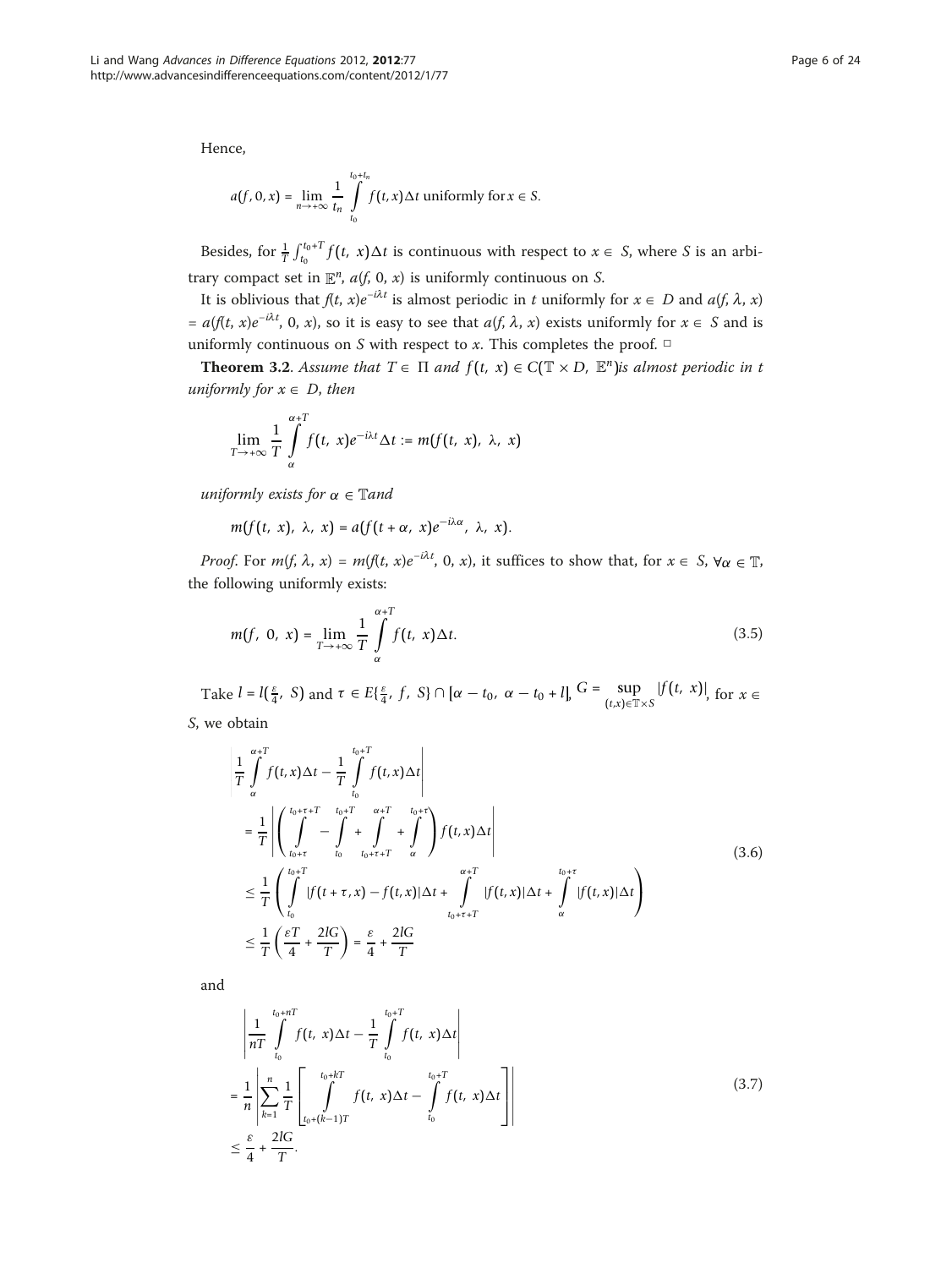Hence,

$$a(f, 0, x) = \lim_{n \to +\infty} \frac{1}{t_n} \int_{t_0}^{t_0+t_n} f(t, x)\Delta t \text{ uniformly for } x \in S.$$

Besides, for $\frac{1}{T}\int_{t_0}^{t_0+T} f(t, x)\Delta t$ is continuous with respect to $x \in S$, where $S$ is an arbitrary compact set in $\mathbb{E}^n$, $a(f, 0, x)$ is uniformly continuous on $S$.

It is oblivious that $f(t, x)e^{-i\lambda t}$ is almost periodic in $t$ uniformly for $x \in D$ and $a(f, \lambda, x) = a(f(t, x)e^{-i\lambda t}, 0, x)$, so it is easy to see that $a(f, \lambda, x)$ exists uniformly for $x \in S$ and is uniformly continuous on $S$ with respect to $x$. This completes the proof. □

**Theorem 3.2**. *Assume that $T \in \Pi$ and $f(t, x) \in C(\mathbb{T} \times D, \mathbb{E}^n)$ is almost periodic in $t$ uniformly for $x \in D$, then*

$$\lim_{T \to +\infty} \frac{1}{T} \int_{\alpha}^{\alpha+T} f(t, x)e^{-i\lambda t}\Delta t := m(f(t, x), \lambda, x)$$

*uniformly exists for $\alpha \in \mathbb{T}$ and*

$$m(f(t, x), \lambda, x) = a(f(t+\alpha, x)e^{-i\lambda\alpha}, \lambda, x).$$

*Proof*. For $m(f, \lambda, x) = m(f(t, x)e^{-i\lambda t}, 0, x)$, it suffices to show that, for $x \in S$, $\forall\alpha \in \mathbb{T}$, the following uniformly exists:

$$m(f, 0, x) = \lim_{T \to +\infty} \frac{1}{T} \int_{\alpha}^{\alpha+T} f(t, x)\Delta t. \tag{3.5}$$

Take $l = l(\frac{\varepsilon}{4}, S)$ and $\tau \in E\{\frac{\varepsilon}{4}, f, S\} \cap [\alpha - t_0, \alpha - t_0 + l]$, $G = \sup_{(t,x)\in\mathbb{T}\times S} |f(t, x)|$, for $x \in S$, we obtain

$$\begin{aligned}
&\left| \frac{1}{T}\int_{\alpha}^{\alpha+T} f(t,x)\Delta t - \frac{1}{T}\int_{t_0}^{t_0+T} f(t,x)\Delta t \right| \\
&= \frac{1}{T}\left| \left( \int_{t_0+\tau}^{t_0+\tau+T} - \int_{t_0}^{t_0+T} + \int_{t_0+\tau+T}^{\alpha+T} + \int_{\alpha}^{t_0+\tau} \right) f(t,x)\Delta t \right| \\
&\leq \frac{1}{T}\left( \int_{t_0}^{t_0+T} |f(t+\tau, x) - f(t,x)|\Delta t + \int_{t_0+\tau+T}^{\alpha+T} |f(t,x)|\Delta t + \int_{\alpha}^{t_0+\tau} |f(t,x)|\Delta t \right) \\
&\leq \frac{1}{T}\left( \frac{\varepsilon T}{4} + \frac{2lG}{T} \right) = \frac{\varepsilon}{4} + \frac{2lG}{T}
\end{aligned} \tag{3.6}$$

and

$$\begin{aligned}
&\left| \frac{1}{nT}\int_{t_0}^{t_0+nT} f(t, x)\Delta t - \frac{1}{T}\int_{t_0}^{t_0+T} f(t, x)\Delta t \right| \\
&= \frac{1}{n}\left| \sum_{k=1}^{n} \frac{1}{T}\left[ \int_{t_0+(k-1)T}^{t_0+kT} f(t, x)\Delta t - \int_{t_0}^{t_0+T} f(t, x)\Delta t \right] \right| \\
&\leq \frac{\varepsilon}{4} + \frac{2lG}{T}.
\end{aligned} \tag{3.7}$$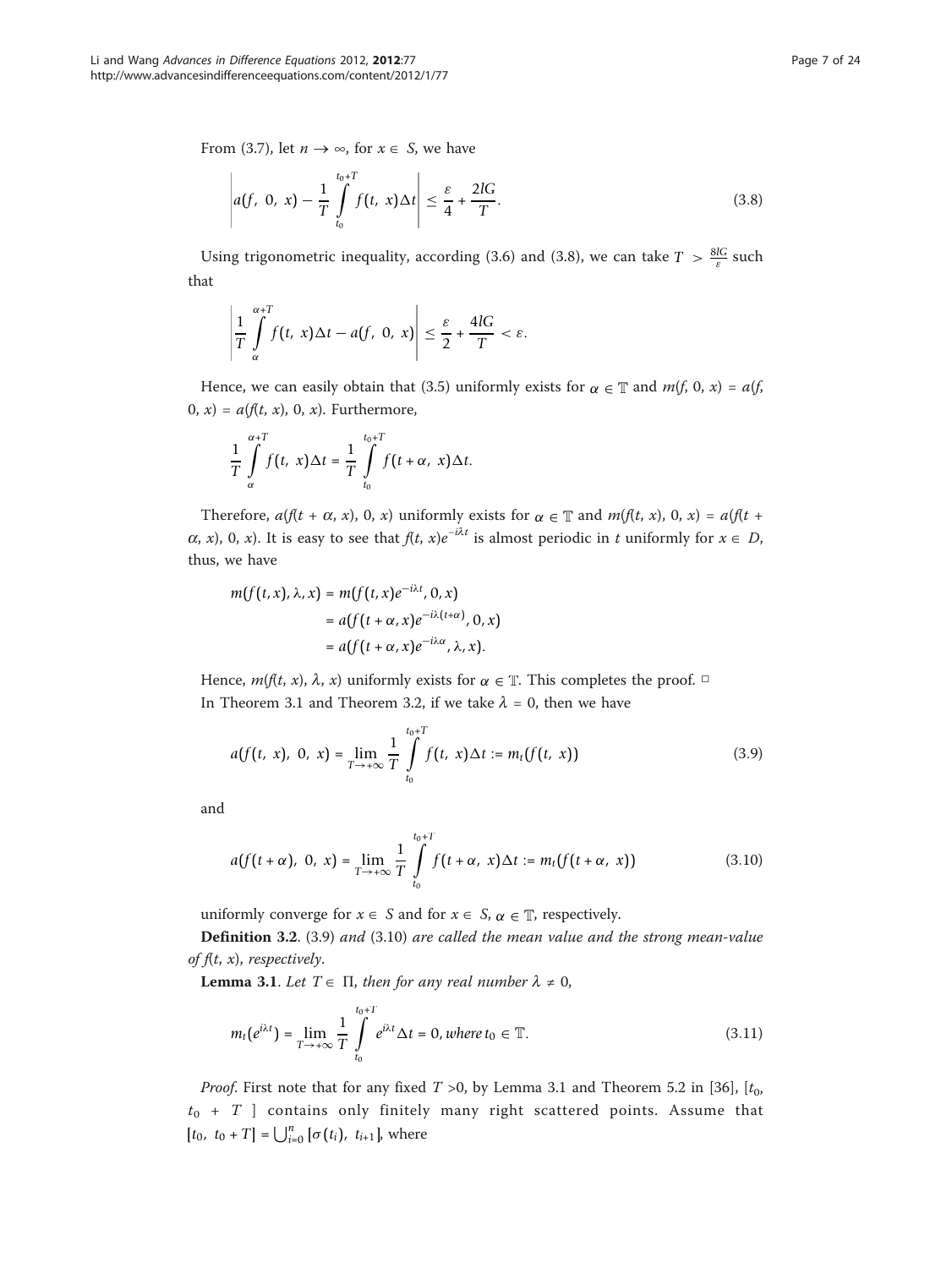From (3.7), let $n \to \infty$, for $x \in S$, we have

$$\left| a(f,\ 0,\ x) - \frac{1}{T} \int_{t_0}^{t_0+T} f(t,\ x)\Delta t \right| \leq \frac{\varepsilon}{4} + \frac{2lG}{T}. \tag{3.8}$$

Using trigonometric inequality, according (3.6) and (3.8), we can take $T > \frac{8lG}{\varepsilon}$ such that

$$\left| \frac{1}{T} \int_{\alpha}^{\alpha+T} f(t,\ x)\Delta t - a(f,\ 0,\ x) \right| \leq \frac{\varepsilon}{2} + \frac{4lG}{T} < \varepsilon.$$

Hence, we can easily obtain that (3.5) uniformly exists for $\alpha \in \mathbb{T}$ and $m(f, 0, x) = a(f, 0, x) = a(f(t, x), 0, x)$. Furthermore,

$$\frac{1}{T} \int_{\alpha}^{\alpha+T} f(t,\ x)\Delta t = \frac{1}{T} \int_{t_0}^{t_0+T} f(t+\alpha,\ x)\Delta t.$$

Therefore, $a(f(t + \alpha, x), 0, x)$ uniformly exists for $\alpha \in \mathbb{T}$ and $m(f(t, x), 0, x) = a(f(t + \alpha, x), 0, x)$. It is easy to see that $f(t, x)e^{-i\lambda t}$ is almost periodic in $t$ uniformly for $x \in D$, thus, we have

$$\begin{aligned} m(f(t,x),\lambda,x) &= m(f(t,x)e^{-i\lambda t},0,x) \\ &= a(f(t+\alpha,x)e^{-i\lambda(t+\alpha)},0,x) \\ &= a(f(t+\alpha,x)e^{-i\lambda\alpha},\lambda,x). \end{aligned}$$

Hence, $m(f(t, x), \lambda, x)$ uniformly exists for $\alpha \in \mathbb{T}$. This completes the proof. □

In Theorem 3.1 and Theorem 3.2, if we take $\lambda = 0$, then we have

$$a(f(t,\ x),\ 0,\ x) = \lim_{T\to+\infty} \frac{1}{T} \int_{t_0}^{t_0+T} f(t,\ x)\Delta t := m_t(f(t,\ x)) \tag{3.9}$$

and

$$a(f(t+\alpha),\ 0,\ x) = \lim_{T\to+\infty} \frac{1}{T} \int_{t_0}^{t_0+T} f(t+\alpha,\ x)\Delta t := m_t(f(t+\alpha,\ x)) \tag{3.10}$$

uniformly converge for $x \in S$ and for $x \in S$, $\alpha \in \mathbb{T}$, respectively.

**Definition 3.2**. *(3.9) and (3.10) are called the mean value and the strong mean-value of $f(t, x)$, respectively.*

**Lemma 3.1**. *Let $\mathbb{T} \in \Pi$, then for any real number $\lambda \neq 0$,*

$$m_t(e^{i\lambda t}) = \lim_{T\to+\infty} \frac{1}{T} \int_{t_0}^{t_0+T} e^{i\lambda t}\Delta t = 0, \text{where } t_0 \in \mathbb{T}. \tag{3.11}$$

*Proof*. First note that for any fixed $T > 0$, by Lemma 3.1 and Theorem 5.2 in [36], $[t_0, t_0 + T]$ contains only finitely many right scattered points. Assume that $[t_0,\ t_0 + T] = \bigcup_{i=0}^{n} [\sigma(t_i),\ t_{i+1}]$, where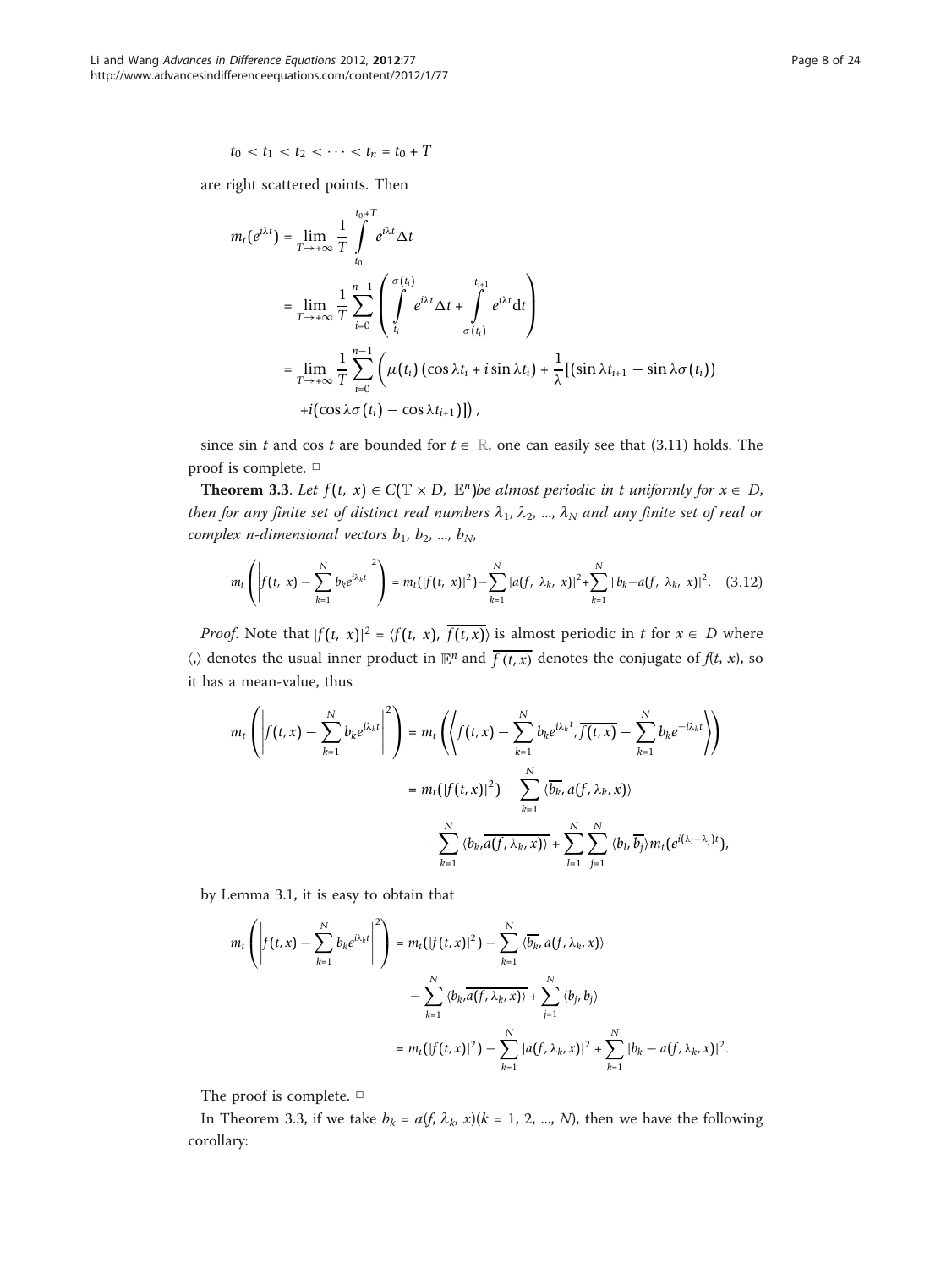$$t_0 < t_1 < t_2 < \cdots < t_n = t_0 + T$$

are right scattered points. Then

$$
\begin{aligned}
m_t(e^{i\lambda t}) &= \lim_{T\to+\infty} \frac{1}{T} \int_{t_0}^{t_0+T} e^{i\lambda t}\Delta t \\
&= \lim_{T\to+\infty} \frac{1}{T} \sum_{i=0}^{n-1} \left( \int_{t_i}^{\sigma(t_i)} e^{i\lambda t}\Delta t + \int_{\sigma(t_i)}^{t_{i+1}} e^{i\lambda t}\mathrm{d}t \right) \\
&= \lim_{T\to+\infty} \frac{1}{T} \sum_{i=0}^{n-1} \Big( \mu(t_i)\left(\cos\lambda t_i + i\sin\lambda t_i\right) + \frac{1}{\lambda}\big[\left(\sin\lambda t_{i+1} - \sin\lambda\sigma(t_i)\right) \\
&\quad + i\left(\cos\lambda\sigma(t_i) - \cos\lambda t_{i+1}\right)\big]\Big),
\end{aligned}
$$

since $\sin t$ and $\cos t$ are bounded for $t \in \mathbb{R}$, one can easily see that (3.11) holds. The proof is complete. □

**Theorem 3.3**. *Let $f(t, x) \in C(\mathbb{T} \times D, \mathbb{E}^n)$be almost periodic in t uniformly for $x \in D$, then for any finite set of distinct real numbers $\lambda_1, \lambda_2, \ldots, \lambda_N$ and any finite set of real or complex n-dimensional vectors $b_1, b_2, \ldots, b_N$,*

$$m_t\left(\left|f(t,\ x) - \sum_{k=1}^{N} b_k e^{i\lambda_k t}\right|^2\right) = m_t(|f(t,\ x)|^2) - \sum_{k=1}^{N} |a(f,\ \lambda_k,\ x)|^2 + \sum_{k=1}^{N} |b_k - a(f,\ \lambda_k,\ x)|^2. \quad (3.12)$$

*Proof*. Note that $|f(t,\ x)|^2 = \langle f(t,\ x),\ \overline{f(t,x)}\rangle$ is almost periodic in $t$ for $x \in D$ where $\langle,\rangle$ denotes the usual inner product in $\mathbb{E}^n$ and $\overline{f(t,x)}$ denotes the conjugate of $f(t, x)$, so it has a mean-value, thus

$$
\begin{aligned}
m_t\left(\left|f(t,x) - \sum_{k=1}^{N} b_k e^{i\lambda_k t}\right|^2\right) &= m_t\left(\left\langle f(t,x) - \sum_{k=1}^{N} b_k e^{i\lambda_k t}, \overline{f(t,x)} - \sum_{k=1}^{N} b_k e^{-i\lambda_k t}\right\rangle\right) \\
&= m_t(|f(t,x)|^2) - \sum_{k=1}^{N} \langle \overline{b_k}, a(f,\lambda_k,x)\rangle \\
&\quad - \sum_{k=1}^{N} \langle b_k, \overline{a(f,\lambda_k,x)}\rangle + \sum_{l=1}^{N}\sum_{j=1}^{N} \langle b_l, \overline{b_j}\rangle m_t(e^{i(\lambda_l - \lambda_j)t}),
\end{aligned}
$$

by Lemma 3.1, it is easy to obtain that

$$
\begin{aligned}
m_t\left(\left|f(t,x) - \sum_{k=1}^{N} b_k e^{i\lambda_k t}\right|^2\right) &= m_t(|f(t,x)|^2) - \sum_{k=1}^{N} \langle \overline{b_k}, a(f,\lambda_k,x)\rangle \\
&\quad - \sum_{k=1}^{N} \langle b_k, \overline{a(f,\lambda_k,x)}\rangle + \sum_{j=1}^{N} \langle b_j, b_j\rangle \\
&= m_t(|f(t,x)|^2) - \sum_{k=1}^{N} |a(f,\lambda_k,x)|^2 + \sum_{k=1}^{N} |b_k - a(f,\lambda_k,x)|^2.
\end{aligned}
$$

The proof is complete. □

In Theorem 3.3, if we take $b_k = a(f, \lambda_k, x)(k = 1, 2, \ldots, N)$, then we have the following corollary: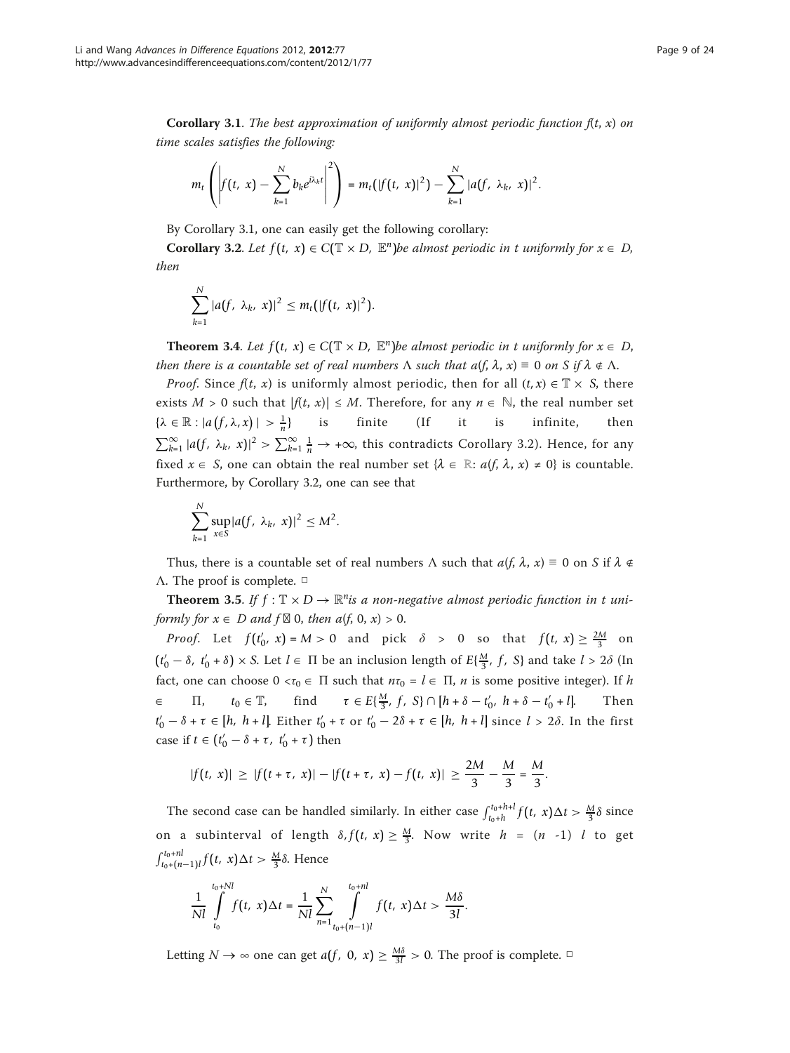**Corollary 3.1**. *The best approximation of uniformly almost periodic function f(t, x) on time scales satisfies the following:*

$$m_t\left(\left|f(t,\ x)-\sum_{k=1}^{N}b_k e^{i\lambda_k t}\right|^2\right)=m_t(|f(t,\ x)|^2)-\sum_{k=1}^{N}|a(f,\ \lambda_k,\ x)|^2.$$

By Corollary 3.1, one can easily get the following corollary:

**Corollary 3.2**. *Let $f(t,\ x)\in C(\mathbb{T}\times D,\ \mathbb{E}^n)$be almost periodic in t uniformly for $x\in D$, then*

$$\sum_{k=1}^{N}|a(f,\ \lambda_k,\ x)|^2\le m_t(|f(t,\ x)|^2).$$

**Theorem 3.4**. *Let $f(t,\ x)\in C(\mathbb{T}\times D,\ \mathbb{E}^n)$be almost periodic in t uniformly for $x\in D$, then there is a countable set of real numbers $\Lambda$ such that $a(f, \lambda, x)\equiv 0$ on S if $\lambda\notin\Lambda$.*

*Proof*. Since $f(t, x)$ is uniformly almost periodic, then for all $(t, x)\in\mathbb{T}\times S$, there exists $M > 0$ such that $|f(t, x)|\le M$. Therefore, for any $n\in\mathbb{N}$, the real number set $\{\lambda\in\mathbb{R}:|a(f,\lambda,x)|>\frac{1}{n}\}$ is finite (If it is infinite, then $\sum_{k=1}^{\infty}|a(f,\ \lambda_k,\ x)|^2>\sum_{k=1}^{\infty}\frac{1}{n}\to+\infty$, this contradicts Corollary 3.2). Hence, for any fixed $x\in S$, one can obtain the real number set $\{\lambda\in\mathbb{R}: a(f, \lambda, x)\neq 0\}$ is countable. Furthermore, by Corollary 3.2, one can see that

$$\sum_{k=1}^{N}\sup_{x\in S}|a(f,\ \lambda_k,\ x)|^2\le M^2.$$

Thus, there is a countable set of real numbers $\Lambda$ such that $a(f, \lambda, x)\equiv 0$ on S if $\lambda\notin\Lambda$. The proof is complete. □

**Theorem 3.5**. *If $f:\mathbb{T}\times D\to\mathbb{R}^n$is a non-negative almost periodic function in t uniformly for $x\in D$ and $f\not\equiv 0$, then $a(f, 0, x) > 0$.*

*Proof*. Let $f(t_0',\ x)=M>0$ and pick $\delta>0$ so that $f(t,\ x)\ge\frac{2M}{3}$ on $(t_0'-\delta,\ t_0'+\delta)\times S$. Let $l\in\Pi$ be an inclusion length of $E\{\frac{M}{3},\ f,\ S\}$ and take $l > 2\delta$ (In fact, one can choose $0<\tau_0\in\Pi$ such that $n\tau_0 = l\in\Pi$, $n$ is some positive integer). If $h\in\Pi$, $t_0\in\mathbb{T}$, find $\tau\in E\{\frac{M}{3},\ f,\ S\}\cap[h+\delta-t_0',\ h+\delta-t_0'+l]$. Then $t_0'-\delta+\tau\in[h,\ h+l]$. Either $t_0'+\tau$ or $t_0'-2\delta+\tau\in[h,\ h+l]$ since $l > 2\delta$. In the first case if $t\in(t_0'-\delta+\tau,\ t_0'+\tau)$ then

$$|f(t,\ x)|\ \ge\ |f(t+\tau,\ x)|-|f(t+\tau,\ x)-f(t,\ x)|\ \ge\frac{2M}{3}-\frac{M}{3}=\frac{M}{3}.$$

The second case can be handled similarly. In either case $\int_{t_0+h}^{t_0+h+l}f(t,\ x)\Delta t>\frac{M}{3}\delta$ since on a subinterval of length $\delta, f(t,\ x)\ge\frac{M}{3}$. Now write $h = (n - 1)\ l$ to get $\int_{t_0+(n-1)l}^{t_0+nl}f(t,\ x)\Delta t>\frac{M}{3}\delta$. Hence

$$\frac{1}{Nl}\int_{t_0}^{t_0+Nl}f(t,\ x)\Delta t=\frac{1}{Nl}\sum_{n=1}^{N}\int_{t_0+(n-1)l}^{t_0+nl}f(t,\ x)\Delta t>\frac{M\delta}{3l}.$$

Letting $N\to\infty$ one can get $a(f,\ 0,\ x)\ge\frac{M\delta}{3l}>0$. The proof is complete. □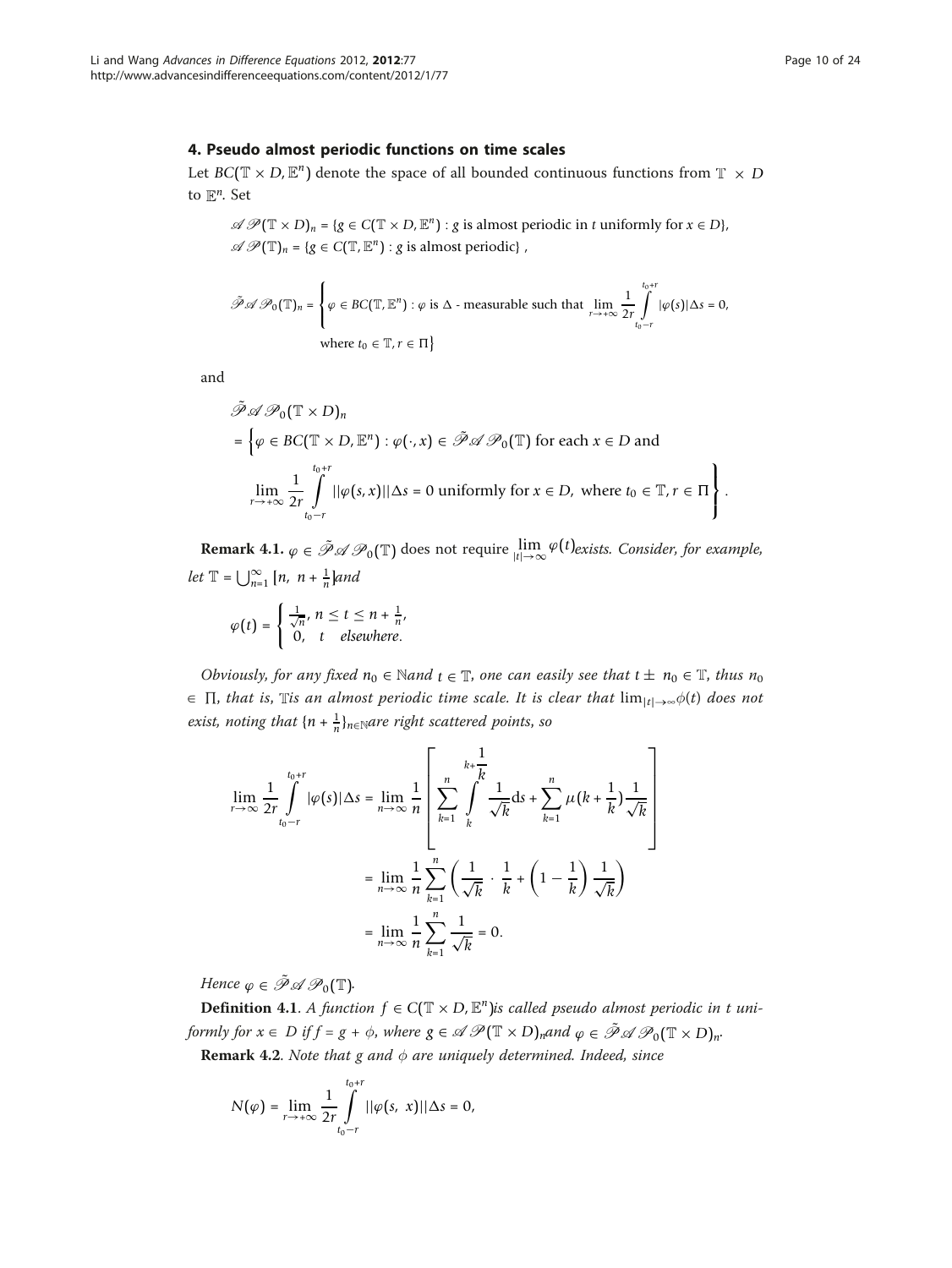## 4. Pseudo almost periodic functions on time scales

Let $BC(\mathbb{T} \times D, \mathbb{E}^n)$ denote the space of all bounded continuous functions from $\mathbb{T} \times D$ to $\mathbb{E}^n$. Set

$$\mathscr{AP}(\mathbb{T} \times D)_n = \{g \in C(\mathbb{T} \times D, \mathbb{E}^n) : g \text{ is almost periodic in } t \text{ uniformly for } x \in D\},$$
$$\mathscr{AP}(\mathbb{T})_n = \{g \in C(\mathbb{T}, \mathbb{E}^n) : g \text{ is almost periodic}\},$$

$$\tilde{\mathscr{P}}\mathscr{AP}_0(\mathbb{T})_n = \left\{ \varphi \in BC(\mathbb{T}, \mathbb{E}^n) : \varphi \text{ is } \Delta \text{ - measurable such that } \lim_{r \to +\infty} \frac{1}{2r} \int_{t_0 - r}^{t_0 + r} |\varphi(s)| \Delta s = 0, \right.$$
$$\left. \text{where } t_0 \in \mathbb{T}, r \in \Pi \right\}$$

and

$$\begin{aligned}
&\tilde{\mathscr{P}}\mathscr{AP}_0(\mathbb{T} \times D)_n \\
&= \Bigg\{ \varphi \in BC(\mathbb{T} \times D, \mathbb{E}^n) : \varphi(\cdot, x) \in \tilde{\mathscr{P}}\mathscr{AP}_0(\mathbb{T}) \text{ for each } x \in D \text{ and} \\
&\quad \lim_{r \to +\infty} \frac{1}{2r} \int_{t_0 - r}^{t_0 + r} ||\varphi(s, x)|| \Delta s = 0 \text{ uniformly for } x \in D, \text{ where } t_0 \in \mathbb{T}, r \in \Pi \Bigg\}.
\end{aligned}$$

**Remark 4.1.** $\varphi \in \tilde{\mathscr{P}}\mathscr{AP}_0(\mathbb{T})$ *does not require* $\lim_{|t| \to \infty} \varphi(t)$ *exists. Consider, for example, let* $\mathbb{T} = \bigcup_{n=1}^{\infty} [n, n + \frac{1}{n}]$ *and*

$$\varphi(t) = \begin{cases} \frac{1}{\sqrt{n}}, & n \leq t \leq n + \frac{1}{n}, \\ 0, & t \quad \text{elsewhere}. \end{cases}$$

*Obviously, for any fixed* $n_0 \in \mathbb{N}$ *and* $t \in \mathbb{T}$, *one can easily see that* $t \pm n_0 \in \mathbb{T}$, *thus* $n_0 \in \prod$, *that is,* $\mathbb{T}$ *is an almost periodic time scale. It is clear that* $\lim_{|t| \to \infty} \phi(t)$ *does not exist, noting that* $\{n + \frac{1}{n}\}_{n \in \mathbb{N}}$ *are right scattered points, so*

$$\begin{aligned}
\lim_{r \to \infty} \frac{1}{2r} \int_{t_0 - r}^{t_0 + r} |\varphi(s)| \Delta s &= \lim_{n \to \infty} \frac{1}{n} \left[ \sum_{k=1}^{n} \int_{k}^{k + \frac{1}{k}} \frac{1}{\sqrt{k}} ds + \sum_{k=1}^{n} \mu(k + \frac{1}{k}) \frac{1}{\sqrt{k}} \right] \\
&= \lim_{n \to \infty} \frac{1}{n} \sum_{k=1}^{n} \left( \frac{1}{\sqrt{k}} \cdot \frac{1}{k} + \left(1 - \frac{1}{k}\right) \frac{1}{\sqrt{k}} \right) \\
&= \lim_{n \to \infty} \frac{1}{n} \sum_{k=1}^{n} \frac{1}{\sqrt{k}} = 0.
\end{aligned}$$

*Hence* $\varphi \in \tilde{\mathscr{P}}\mathscr{AP}_0(\mathbb{T})$.

**Definition 4.1**. *A function* $f \in C(\mathbb{T} \times D, \mathbb{E}^n)$ *is called pseudo almost periodic in t uniformly for* $x \in D$ *if* $f = g + \phi$, *where* $g \in \mathscr{AP}(\mathbb{T} \times D)_n$ *and* $\varphi \in \tilde{\mathscr{P}}\mathscr{AP}_0(\mathbb{T} \times D)_n$.

**Remark 4.2**. *Note that g and* $\phi$ *are uniquely determined. Indeed, since*

$$N(\varphi) = \lim_{r \to +\infty} \frac{1}{2r} \int_{t_0 - r}^{t_0 + r} ||\varphi(s, x)|| \Delta s = 0,$$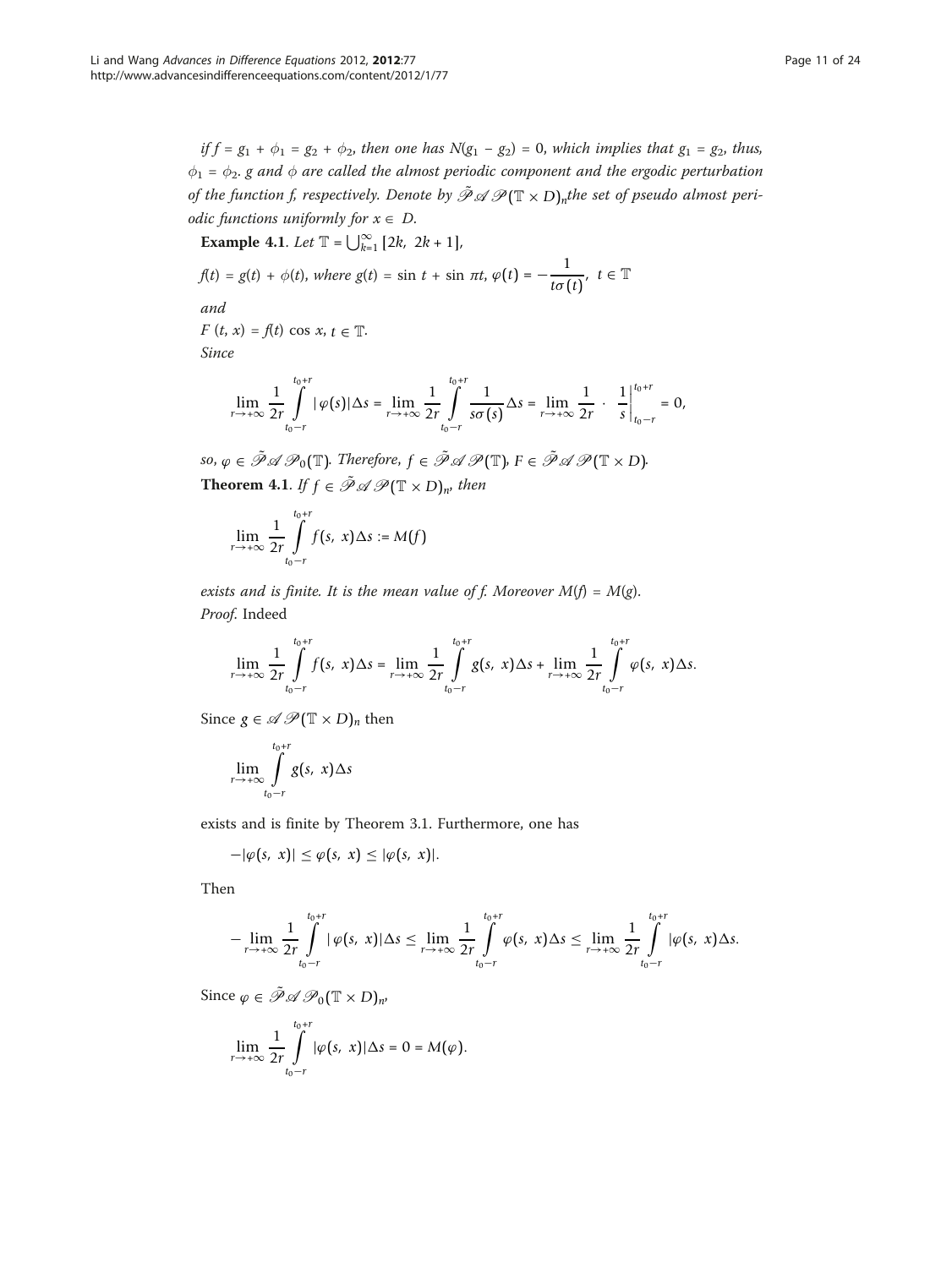*if $f = g_1 + \phi_1 = g_2 + \phi_2$, then one has $N(g_1 - g_2) = 0$, which implies that $g_1 = g_2$, thus, $\phi_1 = \phi_2$. $g$ and $\phi$ are called the almost periodic component and the ergodic perturbation of the function $f$, respectively. Denote by $\tilde{\mathscr{P}}\mathscr{A}\mathscr{P}(\mathbb{T} \times D)_n$the set of pseudo almost periodic functions uniformly for $x \in D$.*

**Example 4.1**. *Let $\mathbb{T} = \bigcup_{k=1}^{\infty} [2k, 2k+1]$,*

*$f(t) = g(t) + \phi(t)$, where $g(t) = \sin t + \sin \pi t$, $\varphi(t) = -\dfrac{1}{t\sigma(t)}$, $t \in \mathbb{T}$*

*and*

*$F(t, x) = f(t) \cos x$, $t \in \mathbb{T}$.*

*Since*

$$\lim_{r\to+\infty} \frac{1}{2r} \int_{t_0-r}^{t_0+r} |\varphi(s)|\Delta s = \lim_{r\to+\infty} \frac{1}{2r} \int_{t_0-r}^{t_0+r} \frac{1}{s\sigma(s)}\Delta s = \lim_{r\to+\infty} \frac{1}{2r} \cdot \left.\frac{1}{s}\right|_{t_0-r}^{t_0+r} = 0,$$

*so, $\varphi \in \tilde{\mathscr{P}}\mathscr{A}\mathscr{P}_0(\mathbb{T})$. Therefore, $f \in \tilde{\mathscr{P}}\mathscr{A}\mathscr{P}(\mathbb{T})$, $F \in \tilde{\mathscr{P}}\mathscr{A}\mathscr{P}(\mathbb{T} \times D)$.*

**Theorem 4.1**. *If $f \in \tilde{\mathscr{P}}\mathscr{A}\mathscr{P}(\mathbb{T} \times D)_n$, then*

$$\lim_{r\to+\infty} \frac{1}{2r} \int_{t_0-r}^{t_0+r} f(s, x)\Delta s := M(f)$$

*exists and is finite. It is the mean value of f. Moreover $M(f) = M(g)$.*

*Proof*. Indeed

$$\lim_{r\to+\infty} \frac{1}{2r} \int_{t_0-r}^{t_0+r} f(s, x)\Delta s = \lim_{r\to+\infty} \frac{1}{2r} \int_{t_0-r}^{t_0+r} g(s, x)\Delta s + \lim_{r\to+\infty} \frac{1}{2r} \int_{t_0-r}^{t_0+r} \varphi(s, x)\Delta s.$$

Since $g \in \mathscr{A}\mathscr{P}(\mathbb{T} \times D)_n$ then

$$\lim_{r\to+\infty} \int_{t_0-r}^{t_0+r} g(s, x)\Delta s$$

exists and is finite by Theorem 3.1. Furthermore, one has

$$-|\varphi(s, x)| \le \varphi(s, x) \le |\varphi(s, x)|.$$

Then

$$-\lim_{r\to+\infty} \frac{1}{2r} \int_{t_0-r}^{t_0+r} |\varphi(s, x)|\Delta s \le \lim_{r\to+\infty} \frac{1}{2r} \int_{t_0-r}^{t_0+r} \varphi(s, x)\Delta s \le \lim_{r\to+\infty} \frac{1}{2r} \int_{t_0-r}^{t_0+r} |\varphi(s, x)\Delta s.$$

Since $\varphi \in \tilde{\mathscr{P}}\mathscr{A}\mathscr{P}_0(\mathbb{T} \times D)_n$,

$$\lim_{r\to+\infty} \frac{1}{2r} \int_{t_0-r}^{t_0+r} |\varphi(s, x)|\Delta s = 0 = M(\varphi).$$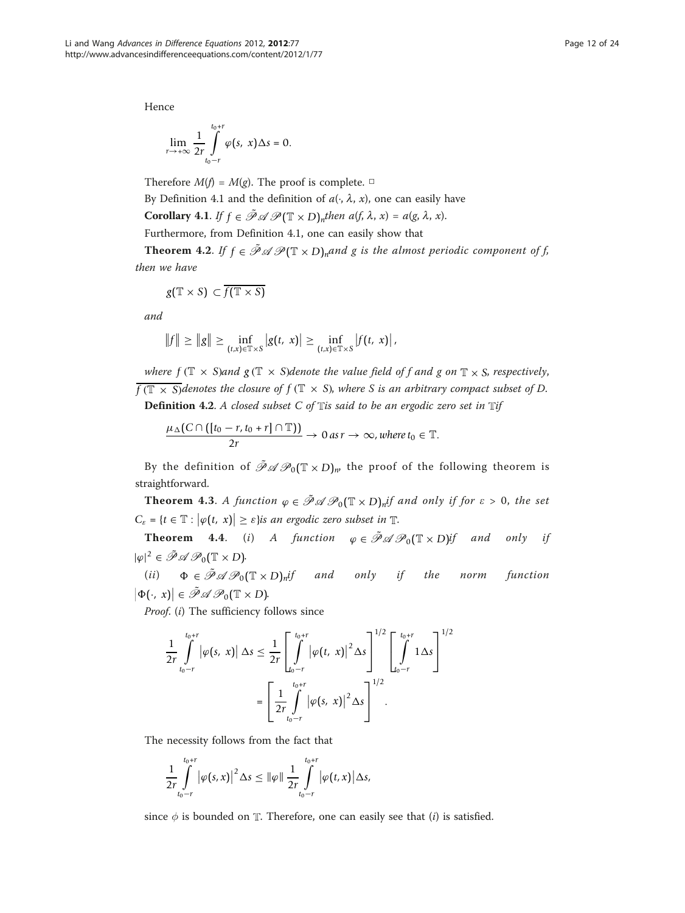Hence

$$\lim_{r \to +\infty} \frac{1}{2r} \int_{t_0 - r}^{t_0 + r} \varphi(s, x) \Delta s = 0.$$

Therefore $M(f) = M(g)$. The proof is complete. □

By Definition 4.1 and the definition of $a(\cdot, \lambda, x)$, one can easily have

**Corollary 4.1**. *If* $f \in \tilde{\mathscr{P}}\mathscr{A}\mathscr{P}(\mathbb{T} \times D)_n$ *then* $a(f, \lambda, x) = a(g, \lambda, x)$.

Furthermore, from Definition 4.1, one can easily show that

**Theorem 4.2**. *If* $f \in \tilde{\mathscr{P}}\mathscr{A}\mathscr{P}(\mathbb{T} \times D)_n$ *and* $g$ *is the almost periodic component of* $f$, *then we have*

$$g(\mathbb{T} \times S) \subset \overline{f(\mathbb{T} \times S)}$$

*and*

$$\|f\| \geq \|g\| \geq \inf_{(t,x) \in \mathbb{T} \times S} |g(t, x)| \geq \inf_{(t,x) \in \mathbb{T} \times S} |f(t, x)|,$$

*where* $f(\mathbb{T} \times S)$ *and* $g(\mathbb{T} \times S)$ *denote the value field of* $f$ *and* $g$ *on* $\mathbb{T} \times S$, *respectively,* $\overline{f(\mathbb{T} \times S)}$ *denotes the closure of* $f(\mathbb{T} \times S)$, *where* $S$ *is an arbitrary compact subset of* $D$.

**Definition 4.2**. *A closed subset* $C$ *of* $\mathbb{T}$ *is said to be an ergodic zero set in* $\mathbb{T}$ *if*

$$\frac{\mu_\Delta(C \cap ([t_0 - r, t_0 + r] \cap \mathbb{T}))}{2r} \to 0 \text{ as } r \to \infty, \text{ where } t_0 \in \mathbb{T}.$$

By the definition of $\tilde{\mathscr{P}}\mathscr{A}\mathscr{P}_0(\mathbb{T} \times D)_n$, the proof of the following theorem is straightforward.

**Theorem 4.3**. *A function* $\varphi \in \tilde{\mathscr{P}}\mathscr{A}\mathscr{P}_0(\mathbb{T} \times D)_n$ *if and only if for* $\varepsilon > 0$, *the set* $C_\varepsilon = \{t \in \mathbb{T} : |\varphi(t, x)| \geq \varepsilon\}$ *is an ergodic zero subset in* $\mathbb{T}$.

**Theorem 4.4**. (*i*) *A function* $\varphi \in \tilde{\mathscr{P}}\mathscr{A}\mathscr{P}_0(\mathbb{T} \times D)$ *if and only if* $|\varphi|^2 \in \tilde{\mathscr{P}}\mathscr{A}\mathscr{P}_0(\mathbb{T} \times D)$.

(*ii*) $\Phi \in \tilde{\mathscr{P}}\mathscr{A}\mathscr{P}_0(\mathbb{T} \times D)_n$ *if and only if the norm function* $|\Phi(\cdot, x)| \in \tilde{\mathscr{P}}\mathscr{A}\mathscr{P}_0(\mathbb{T} \times D)$.

*Proof*. (*i*) The sufficiency follows since

$$\begin{aligned}\frac{1}{2r} \int_{t_0 - r}^{t_0 + r} |\varphi(s, x)| \Delta s &\leq \frac{1}{2r} \left[ \int_{t_0 - r}^{t_0 + r} |\varphi(t, x)|^2 \Delta s \right]^{1/2} \left[ \int_{t_0 - r}^{t_0 + r} 1 \Delta s \right]^{1/2} \\ &= \left[ \frac{1}{2r} \int_{t_0 - r}^{t_0 + r} |\varphi(s, x)|^2 \Delta s \right]^{1/2}.\end{aligned}$$

The necessity follows from the fact that

$$\frac{1}{2r} \int_{t_0 - r}^{t_0 + r} |\varphi(s, x)|^2 \Delta s \leq \|\varphi\| \frac{1}{2r} \int_{t_0 - r}^{t_0 + r} |\varphi(t, x)| \Delta s,$$

since $\phi$ is bounded on $\mathbb{T}$. Therefore, one can easily see that (*i*) is satisfied.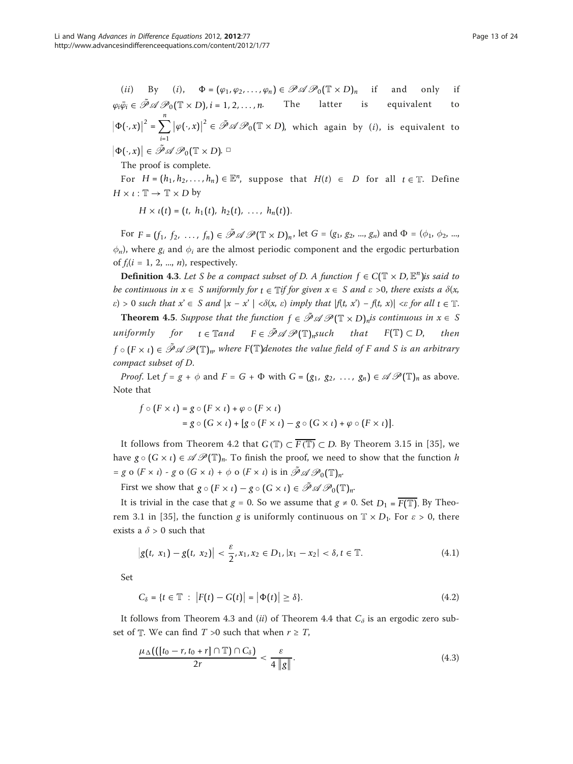($ii$) By ($i$), $\Phi = (\varphi_1, \varphi_2, \ldots, \varphi_n) \in \mathscr{P}\mathscr{A}\mathscr{P}_0(\mathbb{T} \times D)_n$ if and only if $\varphi_i \bar{\varphi}_i \in \tilde{\mathscr{P}}\mathscr{A}\mathscr{P}_0(\mathbb{T} \times D), i = 1, 2, \ldots, n$. The latter is equivalent to $\left|\Phi(\cdot, x)\right|^2 = \sum_{i=1}^{n} \left|\varphi(\cdot, x)\right|^2 \in \tilde{\mathscr{P}}\mathscr{A}\mathscr{P}_0(\mathbb{T} \times D)$, which again by ($i$), is equivalent to $\left|\Phi(\cdot, x)\right| \in \tilde{\mathscr{P}}\mathscr{A}\mathscr{P}_0(\mathbb{T} \times D)$. □

The proof is complete.

For $H = (h_1, h_2, \ldots, h_n) \in \mathbb{E}^n$, suppose that $H(t) \in D$ for all $t \in \mathbb{T}$. Define $H \times \iota : \mathbb{T} \to \mathbb{T} \times D$ by

$$H \times \iota(t) = (t,\ h_1(t),\ h_2(t),\ \ldots,\ h_n(t)).$$

For $F = (f_1,\ f_2,\ \ldots,\ f_n) \in \tilde{\mathscr{P}}\mathscr{A}\mathscr{P}(\mathbb{T} \times D)_n$, let $G = (g_1, g_2, ..., g_n)$ and $\Phi = (\phi_1, \phi_2, ..., \phi_n)$, where $g_i$ and $\phi_i$ are the almost periodic component and the ergodic perturbation of $f_i (i = 1, 2, ..., n)$, respectively.

**Definition 4.3**. *Let S be a compact subset of D. A function $f \in C(\mathbb{T} \times D, \mathbb{E}^n)$ is said to be continuous in $x \in S$ uniformly for $t \in \mathbb{T}$ if for given $x \in S$ and $\varepsilon > 0$, there exists a $\delta(x, \varepsilon) > 0$ such that $x' \in S$ and $|x - x'| < \delta(x, \varepsilon)$ imply that $|f(t, x') - f(t, x)| < \varepsilon$ for all $t \in \mathbb{T}$.*

**Theorem 4.5**. *Suppose that the function $f \in \tilde{\mathscr{P}}\mathscr{A}\mathscr{P}(\mathbb{T} \times D)_n$ is continuous in $x \in S$ uniformly for $t \in \mathbb{T}$ and $F \in \tilde{\mathscr{P}}\mathscr{A}\mathscr{P}(\mathbb{T})_n$ such that $F(\mathbb{T}) \subset D$, then $f \circ (F \times \iota) \in \tilde{\mathscr{P}}\mathscr{A}\mathscr{P}(\mathbb{T})_n$, where $F(\mathbb{T})$ denotes the value field of F and S is an arbitrary compact subset of D.*

*Proof*. Let $f = g + \phi$ and $F = G + \Phi$ with $G = (g_1,\ g_2,\ \ldots,\ g_n) \in \mathscr{A}\mathscr{P}(\mathbb{T})_n$ as above. Note that

$$\begin{aligned} f \circ (F \times \iota) &= g \circ (F \times \iota) + \varphi \circ (F \times \iota) \\ &= g \circ (G \times \iota) + [g \circ (F \times \iota) - g \circ (G \times \iota) + \varphi \circ (F \times \iota)]. \end{aligned}$$

It follows from Theorem 4.2 that $G(\mathbb{T}) \subset \overline{F(\mathbb{T})} \subset D$. By Theorem 3.15 in [35], we have $g \circ (G \times \iota) \in \mathscr{A}\mathscr{P}(\mathbb{T})_n$. To finish the proof, we need to show that the function $h = g \circ (F \times \iota) - g \circ (G \times \iota) + \phi \circ (F \times \iota)$ is in $\tilde{\mathscr{P}}\mathscr{A}\mathscr{P}_0(\mathbb{T})_n$.

First we show that $g \circ (F \times \iota) - g \circ (G \times \iota) \in \tilde{\mathscr{P}}\mathscr{A}\mathscr{P}_0(\mathbb{T})_n$.

It is trivial in the case that $g = 0$. So we assume that $g \neq 0$. Set $D_1 = \overline{F(\mathbb{T})}$. By Theorem 3.1 in [35], the function $g$ is uniformly continuous on $\mathbb{T} \times D_1$. For $\varepsilon > 0$, there exists a $\delta > 0$ such that

$$\left|g(t,\ x_1) - g(t,\ x_2)\right| < \frac{\varepsilon}{2}, x_1, x_2 \in D_1, |x_1 - x_2| < \delta, t \in \mathbb{T}. \tag{4.1}$$

Set

$$C_\delta = \{t \in \mathbb{T}\ :\ \left|F(t) - G(t)\right| = \left|\Phi(t)\right| \geq \delta\}. \tag{4.2}$$

It follows from Theorem 4.3 and ($ii$) of Theorem 4.4 that $C_\delta$ is an ergodic zero subset of $\mathbb{T}$. We can find $T > 0$ such that when $r \geq T$,

$$\frac{\mu_\Delta(([t_0 - r, t_0 + r] \cap \mathbb{T}) \cap C_\delta)}{2r} < \frac{\varepsilon}{4\left\|g\right\|}. \tag{4.3}$$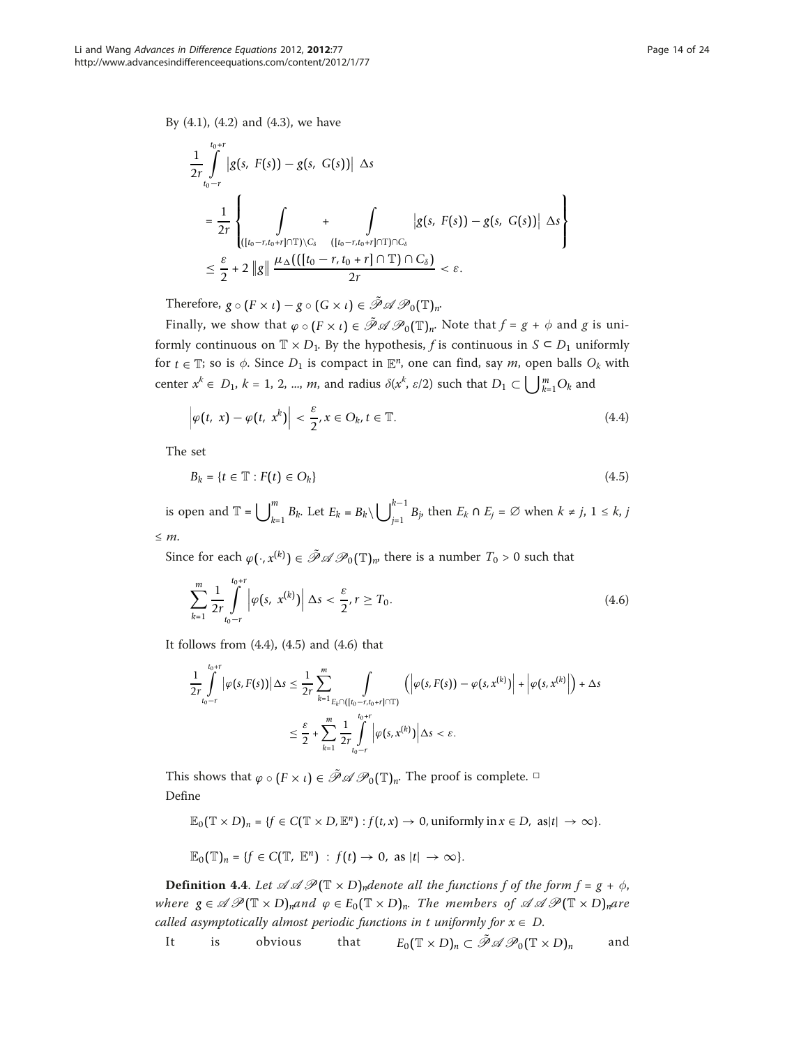By (4.1), (4.2) and (4.3), we have

$$\begin{aligned}
&\frac{1}{2r}\int_{t_0-r}^{t_0+r}\left|g(s,\ F(s))-g(s,\ G(s))\right|\ \Delta s\\
&=\frac{1}{2r}\left\{\int_{([t_0-r,t_0+r]\cap\mathbb{T})\setminus C_\delta}+\int_{([t_0-r,t_0+r]\cap\mathbb{T})\cap C_\delta}\left|g(s,\ F(s))-g(s,\ G(s))\right|\ \Delta s\right\}\\
&\le\frac{\varepsilon}{2}+2\left\|g\right\|\frac{\mu_\Delta(([t_0-r,t_0+r]\cap\mathbb{T})\cap C_\delta)}{2r}<\varepsilon.
\end{aligned}$$

Therefore, $g\circ(F\times\iota)-g\circ(G\times\iota)\in\tilde{\mathscr{P}}\mathscr{A}\mathscr{P}_0(\mathbb{T})_n$.

Finally, we show that $\varphi\circ(F\times\iota)\in\tilde{\mathscr{P}}\mathscr{A}\mathscr{P}_0(\mathbb{T})_n$. Note that $f=g+\phi$ and $g$ is uniformly continuous on $\mathbb{T}\times D_1$. By the hypothesis, $f$ is continuous in $S\subset D_1$ uniformly for $t\in\mathbb{T}$; so is $\phi$. Since $D_1$ is compact in $\mathbb{E}^n$, one can find, say $m$, open balls $O_k$ with center $x^k\in D_1$, $k=1,2,\ldots,m$, and radius $\delta(x^k,\varepsilon/2)$ such that $D_1\subset\bigcup_{k=1}^m O_k$ and

$$\left|\varphi(t,\ x)-\varphi(t,\ x^k)\right|<\frac{\varepsilon}{2},x\in O_k,t\in\mathbb{T}.\tag{4.4}$$

The set

$$B_k=\{t\in\mathbb{T}:F(t)\in O_k\}\tag{4.5}$$

is open and $\mathbb{T}=\bigcup_{k=1}^m B_k$. Let $E_k=B_k\setminus\bigcup_{j=1}^{k-1}B_j$, then $E_k\cap E_j=\varnothing$ when $k\ne j$, $1\le k,j\le m$.

Since for each $\varphi(\cdot,x^{(k)})\in\tilde{\mathscr{P}}\mathscr{A}\mathscr{P}_0(\mathbb{T})_n$, there is a number $T_0>0$ such that

$$\sum_{k=1}^m\frac{1}{2r}\int_{t_0-r}^{t_0+r}\left|\varphi(s,\ x^{(k)})\right|\Delta s<\frac{\varepsilon}{2},r\ge T_0.\tag{4.6}$$

It follows from (4.4), (4.5) and (4.6) that

$$\begin{aligned}
\frac{1}{2r}\int_{t_0-r}^{t_0+r}\left|\varphi(s,F(s))\right|\Delta s&\le\frac{1}{2r}\sum_{k=1}^m\int_{E_k\cap([t_0-r,t_0+r]\cap\mathbb{T})}\left(\left|\varphi(s,F(s))-\varphi(s,x^{(k)})\right|+\left|\varphi(s,x^{(k)}\right|\right)+\Delta s\\
&\le\frac{\varepsilon}{2}+\sum_{k=1}^m\frac{1}{2r}\int_{t_0-r}^{t_0+r}\left|\varphi(s,x^{(k)})\right|\Delta s<\varepsilon.
\end{aligned}$$

This shows that $\varphi\circ(F\times\iota)\in\tilde{\mathscr{P}}\mathscr{A}\mathscr{P}_0(\mathbb{T})_n$. The proof is complete. □

Define

$$\mathbb{E}_0(\mathbb{T}\times D)_n=\{f\in C(\mathbb{T}\times D,\mathbb{E}^n):f(t,x)\to 0,\text{uniformly in }x\in D,\ \text{as}|t|\to\infty\}.$$

$$\mathbb{E}_0(\mathbb{T})_n=\{f\in C(\mathbb{T},\ \mathbb{E}^n)\ :\ f(t)\to 0,\ \text{as }|t|\to\infty\}.$$

**Definition 4.4**. *Let $\mathscr{A}\mathscr{A}\mathscr{P}(\mathbb{T}\times D)_n$ denote all the functions $f$ of the form $f=g+\phi$, where $g\in\mathscr{A}\mathscr{P}(\mathbb{T}\times D)_n$ and $\varphi\in E_0(\mathbb{T}\times D)_n$. The members of $\mathscr{A}\mathscr{A}\mathscr{P}(\mathbb{T}\times D)_n$ are called asymptotically almost periodic functions in $t$ uniformly for $x\in D$.*

It is obvious that $E_0(\mathbb{T}\times D)_n\subset\tilde{\mathscr{P}}\mathscr{A}\mathscr{P}_0(\mathbb{T}\times D)_n$ and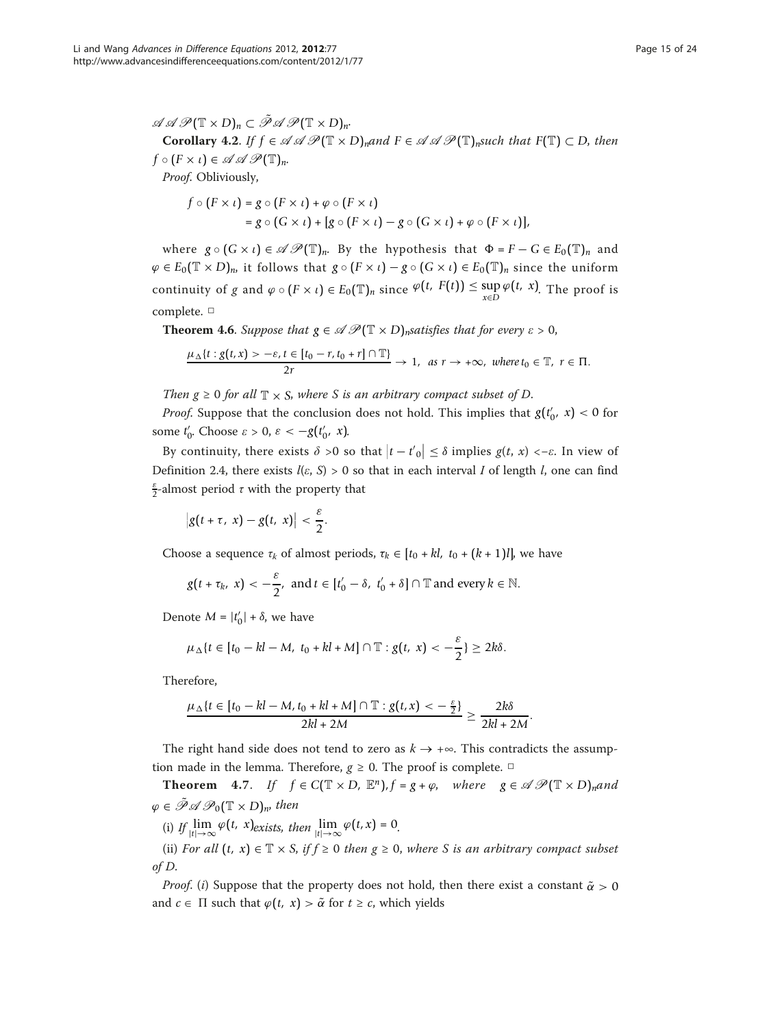$\mathscr{A}\mathscr{A}\mathscr{P}(\mathbb{T}\times D)_n \subset \tilde{\mathscr{P}}\mathscr{A}\mathscr{P}(\mathbb{T}\times D)_n$.

**Corollary 4.2**. *If $f \in \mathscr{A}\mathscr{A}\mathscr{P}(\mathbb{T}\times D)_n$and $F \in \mathscr{A}\mathscr{A}\mathscr{P}(\mathbb{T})_n$such that $F(\mathbb{T}) \subset D$, then $f \circ (F \times \iota) \in \mathscr{A}\mathscr{A}\mathscr{P}(\mathbb{T})_n$.*

*Proof*. Obliviously,

$$\begin{aligned} f \circ (F \times \iota) &= g \circ (F \times \iota) + \varphi \circ (F \times \iota) \\ &= g \circ (G \times \iota) + [g \circ (F \times \iota) - g \circ (G \times \iota) + \varphi \circ (F \times \iota)], \end{aligned}$$

where $g \circ (G \times \iota) \in \mathscr{A}\mathscr{P}(\mathbb{T})_n$. By the hypothesis that $\Phi = F - G \in E_0(\mathbb{T})_n$ and $\varphi \in E_0(\mathbb{T}\times D)_n$, it follows that $g \circ (F \times \iota) - g \circ (G \times \iota) \in E_0(\mathbb{T})_n$ since the uniform continuity of $g$ and $\varphi \circ (F \times \iota) \in E_0(\mathbb{T})_n$ since $\varphi(t, F(t)) \leq \sup_{x\in D} \varphi(t, x)$. The proof is complete. □

**Theorem 4.6**. *Suppose that $g \in \mathscr{A}\mathscr{P}(\mathbb{T}\times D)_n$satisfies that for every $\varepsilon > 0$,*

$$\frac{\mu_\Delta\{t : g(t,x) > -\varepsilon, t \in [t_0 - r, t_0 + r] \cap \mathbb{T}\}}{2r} \to 1, \text{ as } r \to +\infty, \text{ where } t_0 \in \mathbb{T},\ r \in \Pi.$$

*Then $g \geq 0$ for all $\mathbb{T} \times S$, where $S$ is an arbitrary compact subset of $D$.*

*Proof*. Suppose that the conclusion does not hold. This implies that $g(t_0', x) < 0$ for some $t_0'$. Choose $\varepsilon > 0$, $\varepsilon < -g(t_0', x)$.

By continuity, there exists $\delta > 0$ so that $|t - t'_0| \leq \delta$ implies $g(t, x) < -\varepsilon$. In view of Definition 2.4, there exists $l(\varepsilon, S) > 0$ so that in each interval $I$ of length $l$, one can find $\frac{\varepsilon}{2}$-almost period $\tau$ with the property that

$$|g(t + \tau, x) - g(t, x)| < \frac{\varepsilon}{2}.$$

Choose a sequence $\tau_k$ of almost periods, $\tau_k \in [t_0 + kl, t_0 + (k+1)l]$, we have

$$g(t + \tau_k, x) < -\frac{\varepsilon}{2}, \text{ and } t \in [t_0' - \delta, t_0' + \delta] \cap \mathbb{T} \text{ and every } k \in \mathbb{N}.$$

Denote $M = |t_0'| + \delta$, we have

$$\mu_\Delta\{t \in [t_0 - kl - M, t_0 + kl + M] \cap \mathbb{T} : g(t, x) < -\frac{\varepsilon}{2}\} \geq 2k\delta.$$

Therefore,

$$\frac{\mu_\Delta\{t \in [t_0 - kl - M, t_0 + kl + M] \cap \mathbb{T} : g(t,x) < -\frac{\varepsilon}{2}\}}{2kl + 2M} \geq \frac{2k\delta}{2kl + 2M}.$$

The right hand side does not tend to zero as $k \to +\infty$. This contradicts the assumption made in the lemma. Therefore, $g \geq 0$. The proof is complete. □

**Theorem 4.7**. *If $f \in C(\mathbb{T}\times D, \mathbb{E}^n), f = g + \varphi$, where $g \in \mathscr{A}\mathscr{P}(\mathbb{T}\times D)_n$and $\varphi \in \tilde{\mathscr{P}}\mathscr{A}\mathscr{P}_0(\mathbb{T}\times D)_n$, then*

(i) *If $\lim_{|t|\to\infty} \varphi(t, x)$exists, then $\lim_{|t|\to\infty} \varphi(t, x) = 0$.*

(ii) *For all $(t, x) \in \mathbb{T} \times S$, if $f \geq 0$ then $g \geq 0$, where $S$ is an arbitrary compact subset of $D$.*

*Proof*. (*i*) Suppose that the property does not hold, then there exist a constant $\tilde{\alpha} > 0$ and $c \in \Pi$ such that $\varphi(t, x) > \tilde{\alpha}$ for $t \geq c$, which yields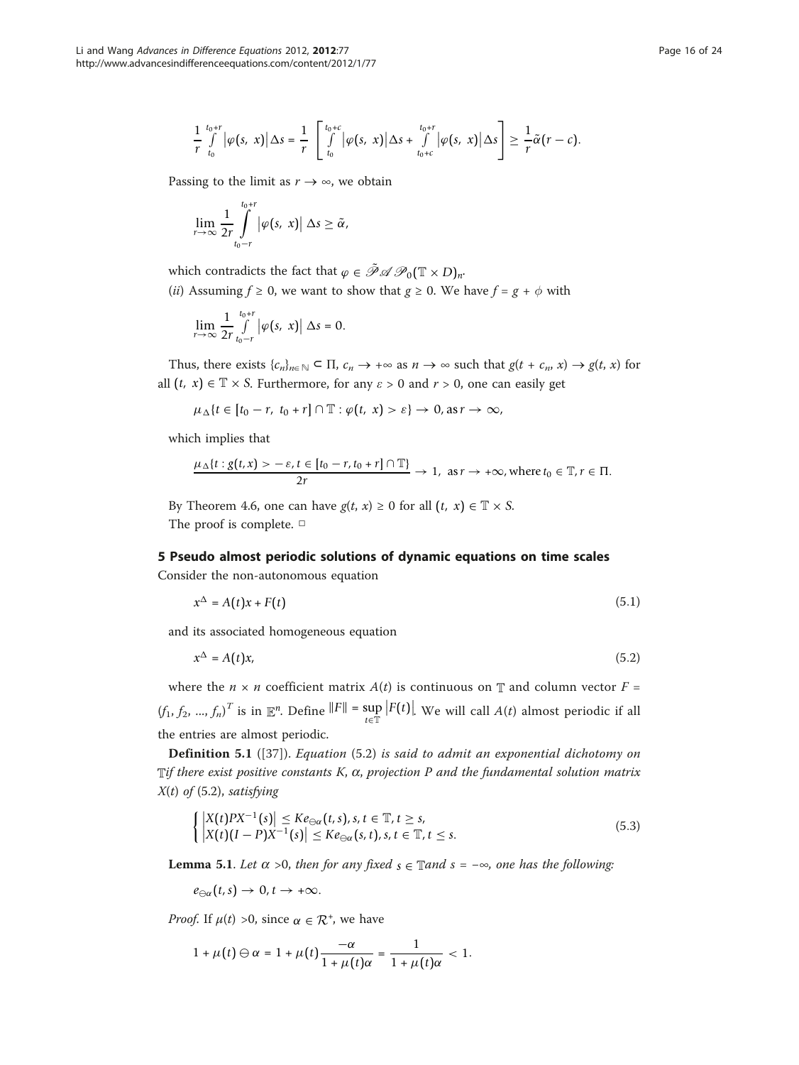$$\frac{1}{r}\int_{t_0}^{t_0+r}\left|\varphi(s,\ x)\right|\Delta s = \frac{1}{r}\left[\int_{t_0}^{t_0+c}\left|\varphi(s,\ x)\right|\Delta s + \int_{t_0+c}^{t_0+r}\left|\varphi(s,\ x)\right|\Delta s\right] \geq \frac{1}{r}\tilde{\alpha}(r-c).$$

Passing to the limit as $r \to \infty$, we obtain

$$\lim_{r\to\infty}\frac{1}{2r}\int_{t_0-r}^{t_0+r}\left|\varphi(s,\ x)\right|\Delta s \geq \tilde{\alpha},$$

which contradicts the fact that $\varphi \in \tilde{\mathscr{P}}\mathscr{A}\mathscr{P}_0(\mathbb{T}\times D)_n$.

(*ii*) Assuming $f \geq 0$, we want to show that $g \geq 0$. We have $f = g + \phi$ with

$$\lim_{r\to\infty}\frac{1}{2r}\int_{t_0-r}^{t_0+r}\left|\varphi(s,\ x)\right|\Delta s = 0.$$

Thus, there exists $\{c_n\}_{n\in\mathbb{N}} \subset \Pi$, $c_n \to +\infty$ as $n \to \infty$ such that $g(t + c_n, x) \to g(t, x)$ for all $(t,\ x) \in \mathbb{T}\times S$. Furthermore, for any $\varepsilon > 0$ and $r > 0$, one can easily get

$$\mu_\Delta\{t \in [t_0 - r,\ t_0 + r] \cap \mathbb{T} : \varphi(t,\ x) > \varepsilon\} \to 0, \text{as}\, r \to \infty,$$

which implies that

$$\frac{\mu_\Delta\{t : g(t,x) > -\varepsilon, t \in [t_0 - r, t_0 + r] \cap \mathbb{T}\}}{2r} \to 1,\ \text{as}\, r \to +\infty, \text{where}\, t_0 \in \mathbb{T}, r \in \Pi.$$

By Theorem 4.6, one can have $g(t,\ x) \geq 0$ for all $(t,\ x) \in \mathbb{T}\times S$.

The proof is complete. □

## 5 Pseudo almost periodic solutions of dynamic equations on time scales

Consider the non-autonomous equation

$$x^\Delta = A(t)x + F(t) \tag{5.1}$$

and its associated homogeneous equation

$$x^\Delta = A(t)x, \tag{5.2}$$

where the $n \times n$ coefficient matrix $A(t)$ is continuous on $\mathbb{T}$ and column vector $F = (f_1, f_2, ..., f_n)^T$ is in $\mathbb{E}^n$. Define $\|F\| = \sup_{t\in\mathbb{T}}|F(t)|$. We will call $A(t)$ almost periodic if all the entries are almost periodic.

**Definition 5.1** ([37]). *Equation* (5.2) *is said to admit an exponential dichotomy on* $\mathbb{T}$ *if there exist positive constants* $K$, $\alpha$, *projection* $P$ *and the fundamental solution matrix* $X(t)$ *of* (5.2), *satisfying*

$$\begin{cases} \left|X(t)PX^{-1}(s)\right| \leq Ke_{\ominus\alpha}(t,s), s,t \in \mathbb{T}, t \geq s, \\ \left|X(t)(I-P)X^{-1}(s)\right| \leq Ke_{\ominus\alpha}(s,t), s,t \in \mathbb{T}, t \leq s. \end{cases} \tag{5.3}$$

**Lemma 5.1**. *Let* $\alpha > 0$, *then for any fixed* $s \in \mathbb{T}$ *and* $s = -\infty$, *one has the following:*

$$e_{\ominus\alpha}(t,s) \to 0, t \to +\infty.$$

*Proof*. If $\mu(t) > 0$, since $\alpha \in \mathcal{R}^+$, we have

$$1 + \mu(t) \ominus \alpha = 1 + \mu(t)\frac{-\alpha}{1 + \mu(t)\alpha} = \frac{1}{1 + \mu(t)\alpha} < 1.$$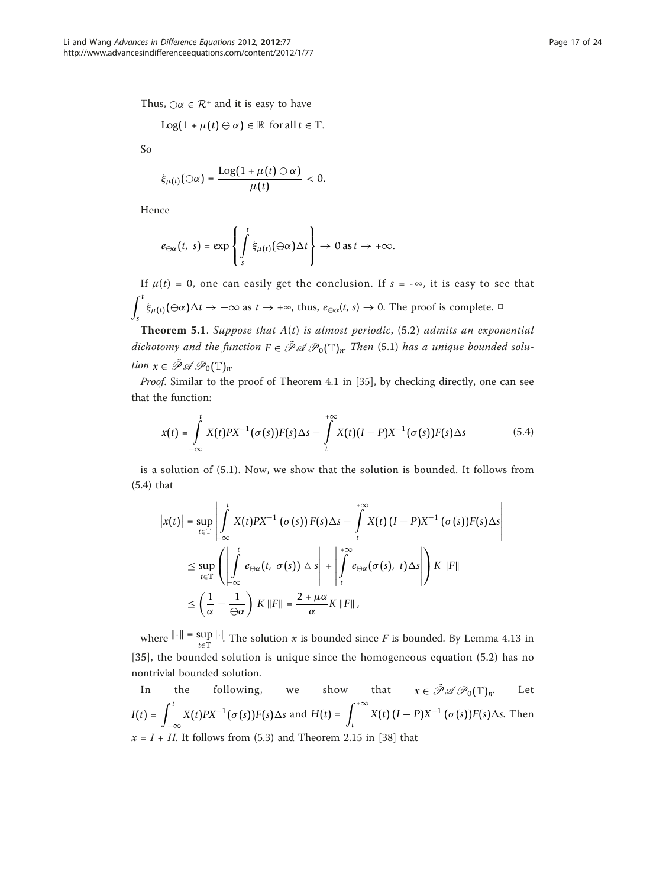Thus, $\ominus\alpha \in \mathcal{R}^+$ and it is easy to have

$$\text{Log}(1 + \mu(t) \ominus \alpha) \in \mathbb{R} \text{ for all } t \in \mathbb{T}.$$

So

$$\xi_{\mu(t)}(\ominus\alpha) = \frac{\text{Log}(1 + \mu(t) \ominus \alpha)}{\mu(t)} < 0.$$

Hence

$$e_{\ominus\alpha}(t, s) = \exp\left\{\int_s^t \xi_{\mu(t)}(\ominus\alpha)\Delta t\right\} \to 0 \text{ as } t \to +\infty.$$

If $\mu(t) = 0$, one can easily get the conclusion. If $s = -\infty$, it is easy to see that $\int_s^t \xi_{\mu(t)}(\ominus\alpha)\Delta t \to -\infty$ as $t \to +\infty$, thus, $e_{\ominus\alpha}(t, s) \to 0$. The proof is complete. □

**Theorem 5.1**. *Suppose that $A(t)$ is almost periodic, (5.2) admits an exponential dichotomy and the function $F \in \tilde{\mathscr{P}}\mathscr{A}\mathscr{P}_0(\mathbb{T})_n$. Then (5.1) has a unique bounded solution $x \in \tilde{\mathscr{P}}\mathscr{A}\mathscr{P}_0(\mathbb{T})_n$.*

*Proof*. Similar to the proof of Theorem 4.1 in [35], by checking directly, one can see that the function:

$$x(t) = \int_{-\infty}^{t} X(t)PX^{-1}(\sigma(s))F(s)\Delta s - \int_{t}^{+\infty} X(t)(I-P)X^{-1}(\sigma(s))F(s)\Delta s \tag{5.4}$$

is a solution of (5.1). Now, we show that the solution is bounded. It follows from (5.4) that

$$\begin{aligned}
|x(t)| &= \sup_{t\in\mathbb{T}} \left| \int_{-\infty}^{t} X(t)PX^{-1}(\sigma(s))F(s)\Delta s - \int_{t}^{+\infty} X(t)(I-P)X^{-1}(\sigma(s))F(s)\Delta s \right| \\
&\leq \sup_{t\in\mathbb{T}} \left( \left| \int_{-\infty}^{t} e_{\ominus\alpha}(t, \sigma(s)) \triangle s \right| + \left| \int_{t}^{+\infty} e_{\ominus\alpha}(\sigma(s), t)\Delta s \right| \right) K \|F\| \\
&\leq \left( \frac{1}{\alpha} - \frac{1}{\ominus\alpha} \right) K \|F\| = \frac{2 + \mu\alpha}{\alpha} K \|F\|,
\end{aligned}$$

where $\|\cdot\| = \sup_{t\in\mathbb{T}} |\cdot|$. The solution $x$ is bounded since $F$ is bounded. By Lemma 4.13 in [35], the bounded solution is unique since the homogeneous equation (5.2) has no nontrivial bounded solution.

In the following, we show that $x \in \tilde{\mathscr{P}}\mathscr{A}\mathscr{P}_0(\mathbb{T})_n$. Let $I(t) = \int_{-\infty}^{t} X(t)PX^{-1}(\sigma(s))F(s)\Delta s$ and $H(t) = \int_{t}^{+\infty} X(t)(I-P)X^{-1}(\sigma(s))F(s)\Delta s$. Then $x = I + H$. It follows from (5.3) and Theorem 2.15 in [38] that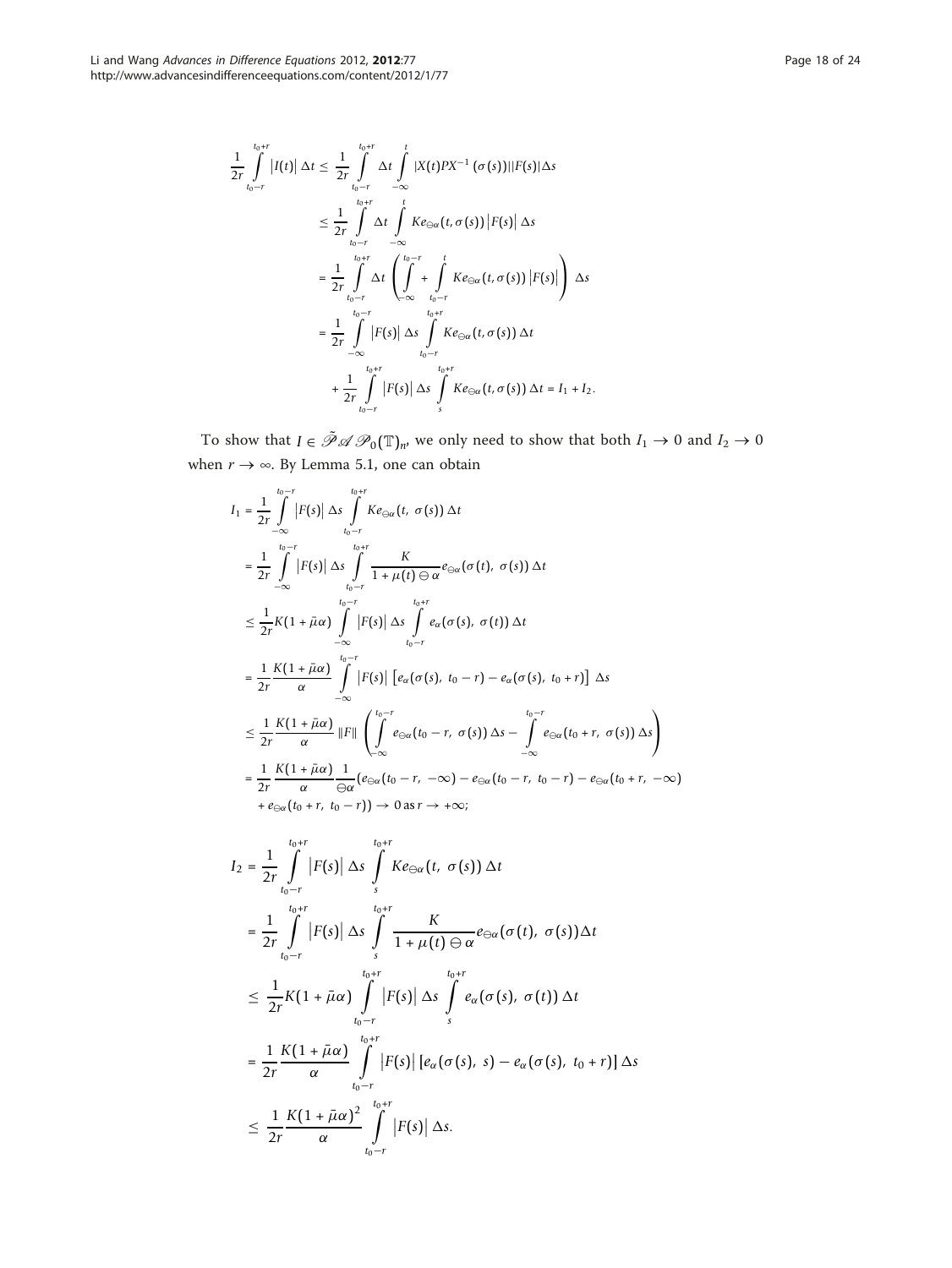$$
\begin{aligned}
\frac{1}{2r}\int_{t_0-r}^{t_0+r}|I(t)|\,\Delta t &\le \frac{1}{2r}\int_{t_0-r}^{t_0+r}\Delta t\int_{-\infty}^{t}|X(t)PX^{-1}(\sigma(s))||F(s)|\Delta s\\
&\le \frac{1}{2r}\int_{t_0-r}^{t_0+r}\Delta t\int_{-\infty}^{t}Ke_{\ominus\alpha}(t,\sigma(s))\left|F(s)\right|\Delta s\\
&= \frac{1}{2r}\int_{t_0-r}^{t_0+r}\Delta t\left(\int_{-\infty}^{t_0-r}+\int_{t_0-r}^{t}Ke_{\ominus\alpha}(t,\sigma(s))\left|F(s)\right|\right)\Delta s\\
&= \frac{1}{2r}\int_{-\infty}^{t_0-r}\left|F(s)\right|\Delta s\int_{t_0-r}^{t_0+r}Ke_{\ominus\alpha}(t,\sigma(s))\,\Delta t\\
&\quad+\frac{1}{2r}\int_{t_0-r}^{t_0+r}\left|F(s)\right|\Delta s\int_{s}^{t_0+r}Ke_{\ominus\alpha}(t,\sigma(s))\,\Delta t = I_1+I_2.
\end{aligned}
$$

To show that $I \in \tilde{\mathscr{P}}\mathscr{A}\mathscr{P}_0(\mathbb{T})_n$, we only need to show that both $I_1 \to 0$ and $I_2 \to 0$ when $r \to \infty$. By Lemma 5.1, one can obtain

$$
\begin{aligned}
I_1 &= \frac{1}{2r}\int_{-\infty}^{t_0-r}\left|F(s)\right|\Delta s\int_{t_0-r}^{t_0+r}Ke_{\ominus\alpha}(t,\ \sigma(s))\,\Delta t\\
&= \frac{1}{2r}\int_{-\infty}^{t_0-r}\left|F(s)\right|\Delta s\int_{t_0-r}^{t_0+r}\frac{K}{1+\mu(t)\ominus\alpha}e_{\ominus\alpha}(\sigma(t),\ \sigma(s))\,\Delta t\\
&\le \frac{1}{2r}K(1+\bar{\mu}\alpha)\int_{-\infty}^{t_0-r}\left|F(s)\right|\Delta s\int_{t_0-r}^{t_0+r}e_{\alpha}(\sigma(s),\ \sigma(t))\,\Delta t\\
&= \frac{1}{2r}\frac{K(1+\bar{\mu}\alpha)}{\alpha}\int_{-\infty}^{t_0-r}\left|F(s)\right|\left[e_{\alpha}(\sigma(s),\ t_0-r)-e_{\alpha}(\sigma(s),\ t_0+r)\right]\Delta s\\
&\le \frac{1}{2r}\frac{K(1+\bar{\mu}\alpha)}{\alpha}\|F\|\left(\int_{-\infty}^{t_0-r}e_{\ominus\alpha}(t_0-r,\ \sigma(s))\,\Delta s-\int_{-\infty}^{t_0-r}e_{\ominus\alpha}(t_0+r,\ \sigma(s))\,\Delta s\right)\\
&= \frac{1}{2r}\frac{K(1+\bar{\mu}\alpha)}{\alpha}\frac{1}{\ominus\alpha}(e_{\ominus\alpha}(t_0-r,\ -\infty)-e_{\ominus\alpha}(t_0-r,\ t_0-r)-e_{\ominus\alpha}(t_0+r,\ -\infty)\\
&\quad+e_{\ominus\alpha}(t_0+r,\ t_0-r))\to 0 \text{ as } r\to+\infty;
\end{aligned}
$$

$$
\begin{aligned}
I_2 &= \frac{1}{2r}\int_{t_0-r}^{t_0+r}\left|F(s)\right|\Delta s\int_{s}^{t_0+r}Ke_{\ominus\alpha}(t,\ \sigma(s))\,\Delta t\\
&= \frac{1}{2r}\int_{t_0-r}^{t_0+r}\left|F(s)\right|\Delta s\int_{s}^{t_0+r}\frac{K}{1+\mu(t)\ominus\alpha}e_{\ominus\alpha}(\sigma(t),\ \sigma(s))\Delta t\\
&\le \frac{1}{2r}K(1+\bar{\mu}\alpha)\int_{t_0-r}^{t_0+r}\left|F(s)\right|\Delta s\int_{s}^{t_0+r}e_{\alpha}(\sigma(s),\ \sigma(t))\,\Delta t\\
&= \frac{1}{2r}\frac{K(1+\bar{\mu}\alpha)}{\alpha}\int_{t_0-r}^{t_0+r}\left|F(s)\right|\left[e_{\alpha}(\sigma(s),\ s)-e_{\alpha}(\sigma(s),\ t_0+r)\right]\Delta s\\
&\le \frac{1}{2r}\frac{K(1+\bar{\mu}\alpha)^2}{\alpha}\int_{t_0-r}^{t_0+r}\left|F(s)\right|\Delta s.
\end{aligned}
$$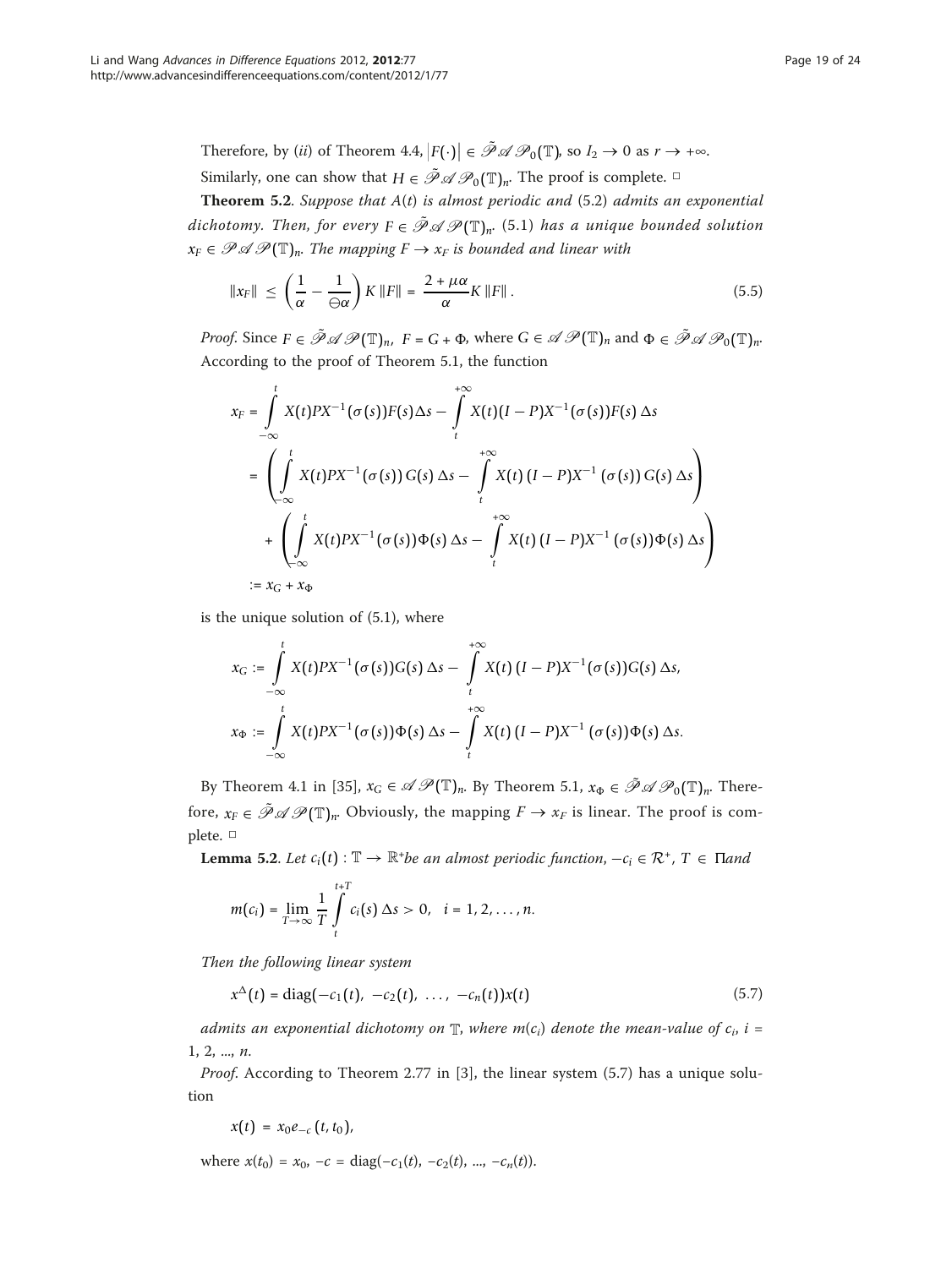Therefore, by (*ii*) of Theorem 4.4, $|F(\cdot)| \in \tilde{\mathscr{P}}\mathscr{A}\mathscr{P}_0(\mathbb{T})$, so $I_2 \to 0$ as $r \to +\infty$.

Similarly, one can show that $H \in \tilde{\mathscr{P}}\mathscr{A}\mathscr{P}_0(\mathbb{T})_n$. The proof is complete. □

**Theorem 5.2**. *Suppose that $A(t)$ is almost periodic and* (5.2) *admits an exponential dichotomy. Then, for every $F \in \tilde{\mathscr{P}}\mathscr{A}\mathscr{P}(\mathbb{T})_n$.* (5.1) *has a unique bounded solution $x_F \in \mathscr{P}\mathscr{A}\mathscr{P}(\mathbb{T})_n$. The mapping $F \to x_F$ is bounded and linear with*

$$\|x_F\| \le \left(\frac{1}{\alpha} - \frac{1}{\ominus\alpha}\right) K \|F\| = \frac{2 + \mu\alpha}{\alpha} K \|F\|. \tag{5.5}$$

*Proof*. Since $F \in \tilde{\mathscr{P}}\mathscr{A}\mathscr{P}(\mathbb{T})_n$, $F = G + \Phi$, where $G \in \mathscr{A}\mathscr{P}(\mathbb{T})_n$ and $\Phi \in \tilde{\mathscr{P}}\mathscr{A}\mathscr{P}_0(\mathbb{T})_n$. According to the proof of Theorem 5.1, the function

$$\begin{aligned}
x_F &= \int_{-\infty}^{t} X(t)PX^{-1}(\sigma(s))F(s)\Delta s - \int_{t}^{+\infty} X(t)(I-P)X^{-1}(\sigma(s))F(s)\,\Delta s \\
&= \left(\int_{-\infty}^{t} X(t)PX^{-1}(\sigma(s))\,G(s)\,\Delta s - \int_{t}^{+\infty} X(t)\,(I-P)X^{-1}\,(\sigma(s))\,G(s)\,\Delta s\right) \\
&\quad + \left(\int_{-\infty}^{t} X(t)PX^{-1}(\sigma(s))\Phi(s)\,\Delta s - \int_{t}^{+\infty} X(t)\,(I-P)X^{-1}\,(\sigma(s))\Phi(s)\,\Delta s\right) \\
&:= x_G + x_\Phi
\end{aligned}$$

is the unique solution of (5.1), where

$$x_G := \int_{-\infty}^{t} X(t)PX^{-1}(\sigma(s))G(s)\,\Delta s - \int_{t}^{+\infty} X(t)\,(I-P)X^{-1}(\sigma(s))G(s)\,\Delta s,$$

$$x_\Phi := \int_{-\infty}^{t} X(t)PX^{-1}(\sigma(s))\Phi(s)\,\Delta s - \int_{t}^{+\infty} X(t)\,(I-P)X^{-1}\,(\sigma(s))\Phi(s)\,\Delta s.$$

By Theorem 4.1 in [35], $x_G \in \mathscr{A}\mathscr{P}(\mathbb{T})_n$. By Theorem 5.1, $x_\Phi \in \tilde{\mathscr{P}}\mathscr{A}\mathscr{P}_0(\mathbb{T})_n$. Therefore, $x_F \in \tilde{\mathscr{P}}\mathscr{A}\mathscr{P}(\mathbb{T})_n$. Obviously, the mapping $F \to x_F$ is linear. The proof is complete. □

**Lemma 5.2**. *Let $c_i(t) : \mathbb{T} \to \mathbb{R}^+$be an almost periodic function, $-c_i \in \mathcal{R}^+$, $T \in \Pi$and*

$$m(c_i) = \lim_{T\to\infty} \frac{1}{T} \int_{t}^{t+T} c_i(s)\,\Delta s > 0, \quad i = 1, 2, \ldots, n.$$

*Then the following linear system*

$$x^\Delta(t) = \operatorname{diag}(-c_1(t),\ -c_2(t),\ \ldots,\ -c_n(t))x(t) \tag{5.7}$$

*admits an exponential dichotomy on $\mathbb{T}$, where $m(c_i)$ denote the mean-value of $c_i$, $i$ = 1, 2, ..., $n$.*

*Proof*. According to Theorem 2.77 in [3], the linear system (5.7) has a unique solution

$$x(t) = x_0 e_{-c}(t, t_0),$$

where $x(t_0) = x_0$, $-c = \operatorname{diag}(-c_1(t), -c_2(t), ..., -c_n(t))$.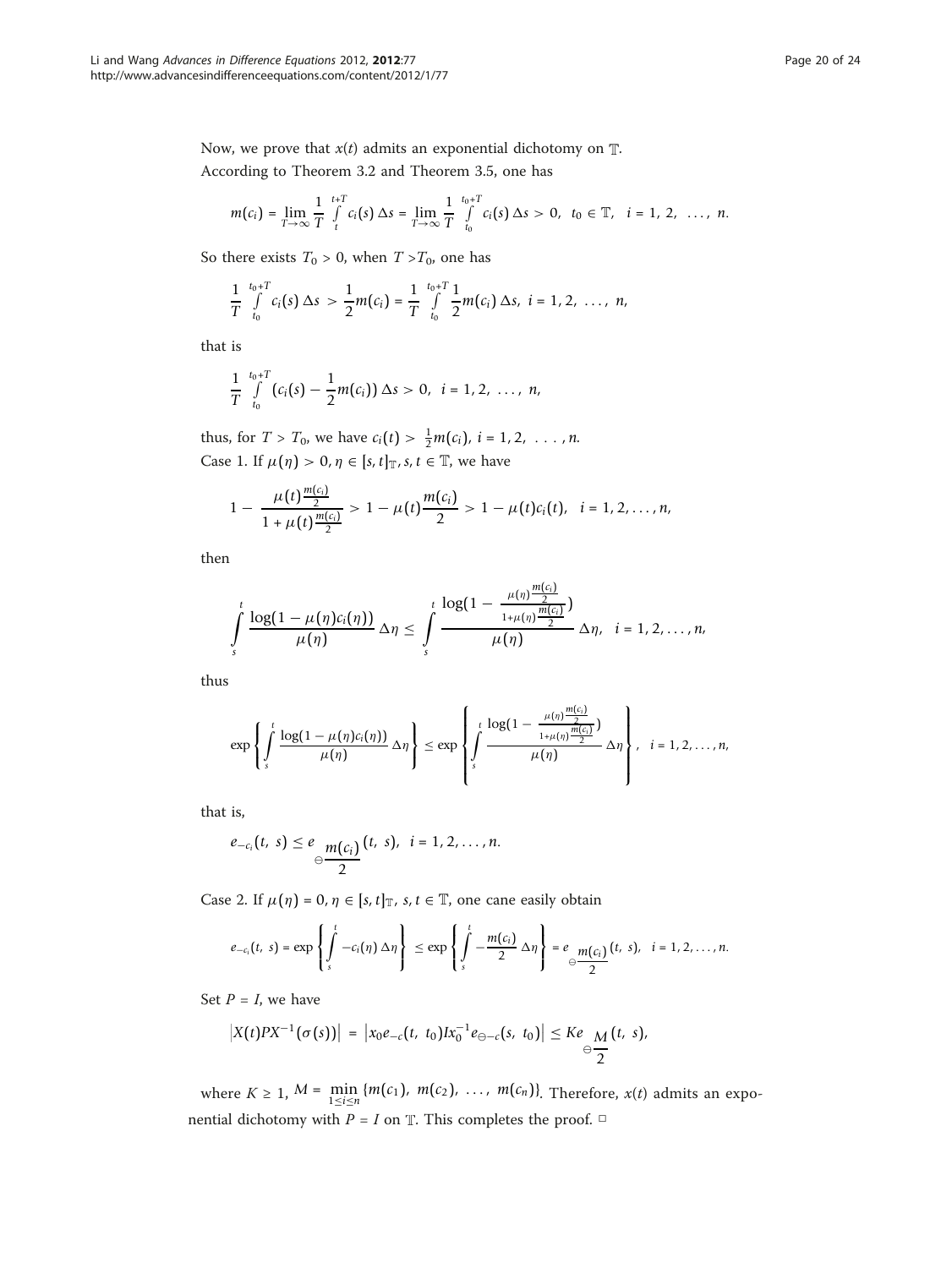Now, we prove that $x(t)$ admits an exponential dichotomy on $\mathbb{T}$.

According to Theorem 3.2 and Theorem 3.5, one has

$$m(c_i) = \lim_{T\to\infty} \frac{1}{T} \int_t^{t+T} c_i(s)\,\Delta s = \lim_{T\to\infty} \frac{1}{T} \int_{t_0}^{t_0+T} c_i(s)\,\Delta s > 0,\ \ t_0 \in \mathbb{T},\ \ i = 1, 2, \ \ldots,\ n.$$

So there exists $T_0 > 0$, when $T > T_0$, one has

$$\frac{1}{T} \int_{t_0}^{t_0+T} c_i(s)\,\Delta s > \frac{1}{2} m(c_i) = \frac{1}{T} \int_{t_0}^{t_0+T} \frac{1}{2} m(c_i)\,\Delta s,\ \ i = 1, 2, \ \ldots,\ n,$$

that is

$$\frac{1}{T} \int_{t_0}^{t_0+T} \left(c_i(s) - \frac{1}{2} m(c_i)\right) \Delta s > 0,\ \ i = 1, 2, \ \ldots,\ n,$$

thus, for $T > T_0$, we have $c_i(t) > \frac{1}{2} m(c_i)$, $i = 1, 2, \ \ldots, n$.

Case 1. If $\mu(\eta) > 0$, $\eta \in [s, t]_{\mathbb{T}}$, $s, t \in \mathbb{T}$, we have

$$1 - \frac{\mu(t)\frac{m(c_i)}{2}}{1 + \mu(t)\frac{m(c_i)}{2}} > 1 - \mu(t)\frac{m(c_i)}{2} > 1 - \mu(t)c_i(t),\ \ i = 1, 2, \ldots, n,$$

then

$$\int_s^t \frac{\log(1 - \mu(\eta)c_i(\eta))}{\mu(\eta)}\,\Delta\eta \le \int_s^t \frac{\log\left(1 - \frac{\mu(\eta)\frac{m(c_i)}{2}}{1+\mu(\eta)\frac{m(c_i)}{2}}\right)}{\mu(\eta)}\,\Delta\eta,\ \ i = 1, 2, \ldots, n,$$

thus

$$\exp\left\{ \int_s^t \frac{\log(1 - \mu(\eta)c_i(\eta))}{\mu(\eta)}\,\Delta\eta \right\} \le \exp\left\{ \int_s^t \frac{\log\left(1 - \frac{\mu(\eta)\frac{m(c_i)}{2}}{1+\mu(\eta)\frac{m(c_i)}{2}}\right)}{\mu(\eta)}\,\Delta\eta \right\},\ \ i = 1, 2, \ldots, n,$$

that is,

$$e_{-c_i}(t,\ s) \le e_{\ominus\frac{m(c_i)}{2}}(t,\ s),\ \ i = 1, 2, \ldots, n.$$

Case 2. If $\mu(\eta) = 0$, $\eta \in [s, t]_{\mathbb{T}}$, $s, t \in \mathbb{T}$, one cane easily obtain

$$e_{-c_i}(t,\ s) = \exp\left\{ \int_s^t -c_i(\eta)\,\Delta\eta \right\} \le \exp\left\{ \int_s^t -\frac{m(c_i)}{2}\,\Delta\eta \right\} = e_{\ominus\frac{m(c_i)}{2}}(t,\ s),\ \ i = 1, 2, \ldots, n.$$

Set $P = I$, we have

$$\left|X(t)PX^{-1}(\sigma(s))\right| = \left|x_0 e_{-c}(t,\ t_0) I x_0^{-1} e_{\ominus -c}(s,\ t_0)\right| \le K e_{\ominus\frac{M}{2}}(t,\ s),$$

where $K \ge 1$, $M = \min_{1\le i\le n}\{m(c_1),\ m(c_2),\ \ldots,\ m(c_n)\}$. Therefore, $x(t)$ admits an exponential dichotomy with $P = I$ on $\mathbb{T}$. This completes the proof. □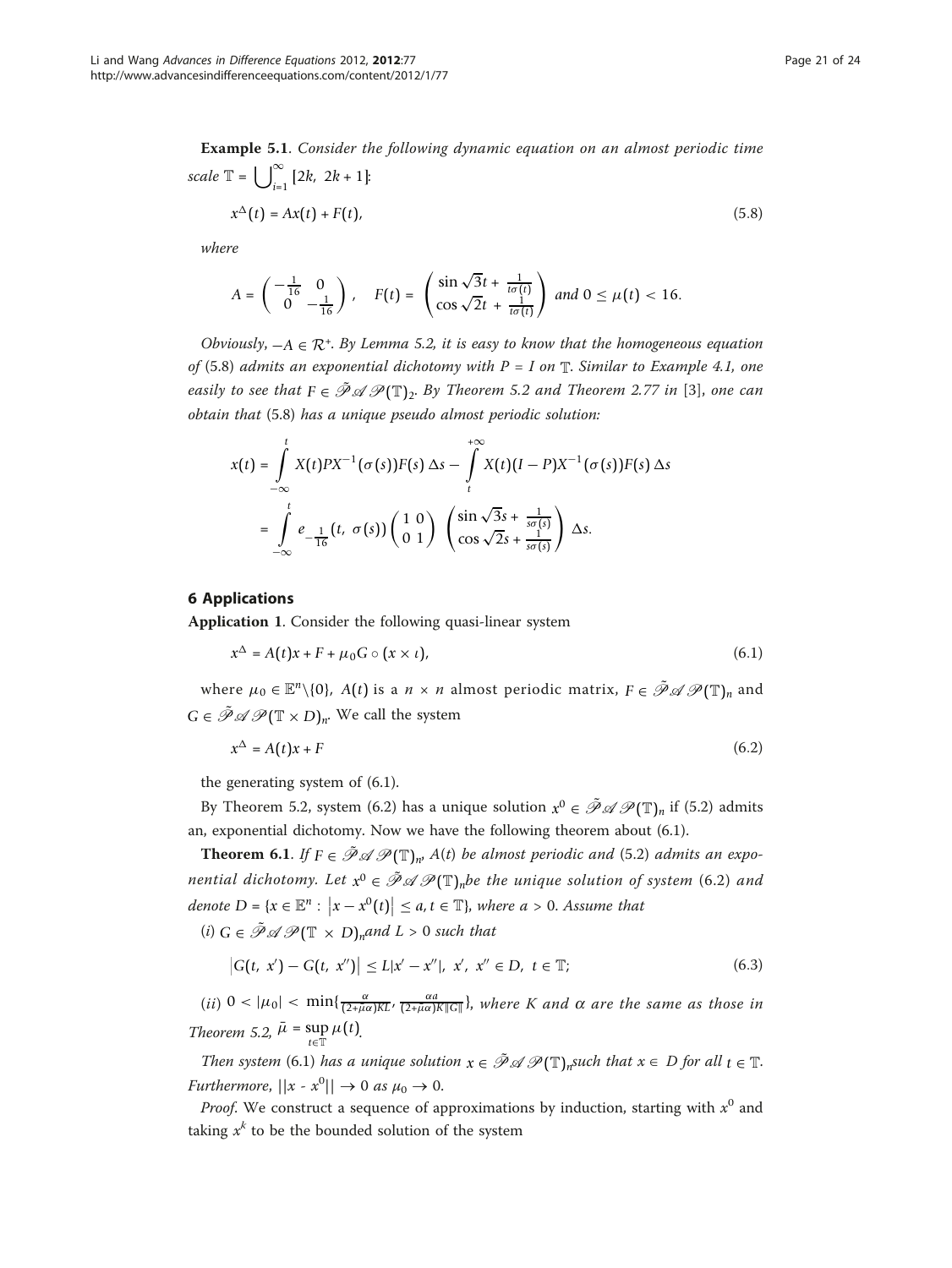**Example 5.1**. *Consider the following dynamic equation on an almost periodic time scale* $\mathbb{T} = \bigcup_{i=1}^{\infty} [2k, 2k+1]$:

$$x^{\Delta}(t) = Ax(t) + F(t), \tag{5.8}$$

*where*

$$A = \begin{pmatrix} -\frac{1}{16} & 0 \\ 0 & -\frac{1}{16} \end{pmatrix}, \quad F(t) = \begin{pmatrix} \sin\sqrt{3}t + \frac{1}{t\sigma(t)} \\ \cos\sqrt{2}t + \frac{1}{t\sigma(t)} \end{pmatrix} \text{ and } 0 \leq \mu(t) < 16.$$

*Obviously,* $-A \in \mathcal{R}^{+}$. *By Lemma 5.2, it is easy to know that the homogeneous equation of* (5.8) *admits an exponential dichotomy with* $P = I$ *on* $\mathbb{T}$. *Similar to Example 4.1, one easily to see that* $F \in \tilde{\mathscr{P}}\mathscr{A}\mathscr{P}(\mathbb{T})_2$. *By Theorem 5.2 and Theorem 2.77 in* [3], *one can obtain that* (5.8) *has a unique pseudo almost periodic solution:*

$$\begin{aligned} x(t) &= \int_{-\infty}^{t} X(t)PX^{-1}(\sigma(s))F(s)\,\Delta s - \int_{t}^{+\infty} X(t)(I-P)X^{-1}(\sigma(s))F(s)\,\Delta s \\ &= \int_{-\infty}^{t} e_{-\frac{1}{16}}(t, \sigma(s)) \begin{pmatrix} 1 & 0 \\ 0 & 1 \end{pmatrix} \begin{pmatrix} \sin\sqrt{3}s + \frac{1}{s\sigma(s)} \\ \cos\sqrt{2}s + \frac{1}{s\sigma(s)} \end{pmatrix} \Delta s. \end{aligned}$$

## 6 Applications

**Application 1**. Consider the following quasi-linear system

$$x^{\Delta} = A(t)x + F + \mu_0 G \circ (x \times \iota), \tag{6.1}$$

where $\mu_0 \in \mathbb{E}^n \backslash \{0\}$, $A(t)$ is a $n \times n$ almost periodic matrix, $F \in \tilde{\mathscr{P}}\mathscr{A}\mathscr{P}(\mathbb{T})_n$ and $G \in \tilde{\mathscr{P}}\mathscr{A}\mathscr{P}(\mathbb{T} \times D)_n$. We call the system

$$x^{\Delta} = A(t)x + F \tag{6.2}$$

the generating system of (6.1).

By Theorem 5.2, system (6.2) has a unique solution $x^0 \in \tilde{\mathscr{P}}\mathscr{A}\mathscr{P}(\mathbb{T})_n$ if (5.2) admits an, exponential dichotomy. Now we have the following theorem about (6.1).

**Theorem 6.1**. *If* $F \in \tilde{\mathscr{P}}\mathscr{A}\mathscr{P}(\mathbb{T})_n$, $A(t)$ *be almost periodic and* (5.2) *admits an exponential dichotomy. Let* $x^0 \in \tilde{\mathscr{P}}\mathscr{A}\mathscr{P}(\mathbb{T})_n$ *be the unique solution of system* (6.2) *and denote* $D = \{x \in \mathbb{E}^n : |x - x^0(t)| \leq a, t \in \mathbb{T}\}$, *where* $a > 0$. *Assume that*

(*i*) $G \in \tilde{\mathscr{P}}\mathscr{A}\mathscr{P}(\mathbb{T} \times D)_n$ *and* $L > 0$ *such that*

$$|G(t, x') - G(t, x'')| \leq L|x' - x''|, \; x', \, x'' \in D, \; t \in \mathbb{T}; \tag{6.3}$$

(*ii*) $0 < |\mu_0| < \min\{\frac{\alpha}{(2+\bar{\mu}\alpha)KL}, \frac{\alpha a}{(2+\bar{\mu}\alpha)K\|G\|}\}$, *where* $K$ *and* $\alpha$ *are the same as those in Theorem 5.2,* $\bar{\mu} = \sup_{t \in \mathbb{T}} \mu(t)$.

*Then system* (6.1) *has a unique solution* $x \in \tilde{\mathscr{P}}\mathscr{A}\mathscr{P}(\mathbb{T})_n$ *such that* $x \in D$ *for all* $t \in \mathbb{T}$. *Furthermore,* $||x - x^0|| \to 0$ *as* $\mu_0 \to 0$.

*Proof*. We construct a sequence of approximations by induction, starting with $x^0$ and taking $x^k$ to be the bounded solution of the system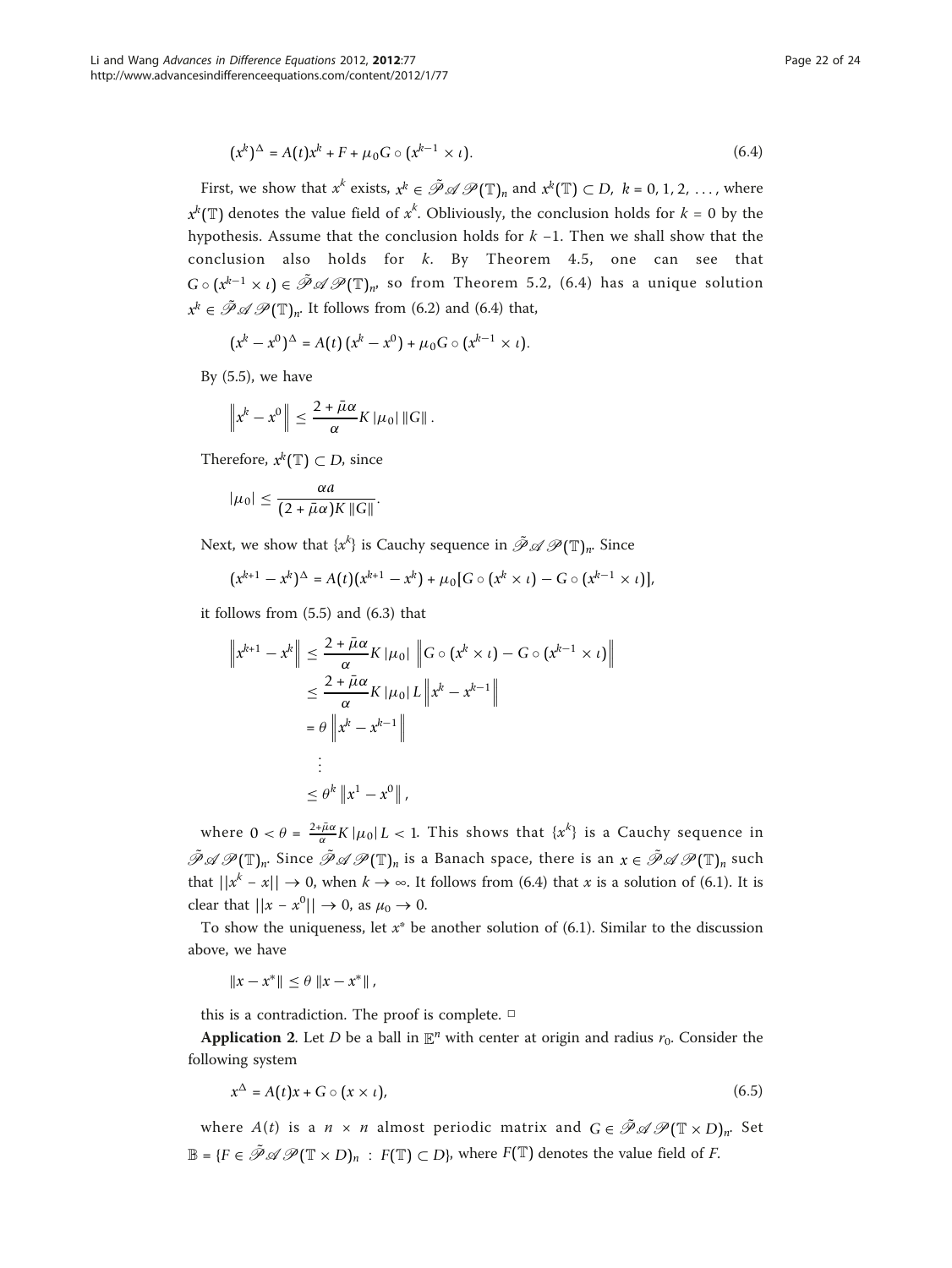$$(x^k)^\Delta = A(t)x^k + F + \mu_0 G \circ (x^{k-1} \times \iota). \tag{6.4}$$

First, we show that $x^k$ exists, $x^k \in \tilde{\mathscr{P}}\mathscr{A}\mathscr{P}(\mathbb{T})_n$ and $x^k(\mathbb{T}) \subset D$, $k = 0, 1, 2, \ldots$, where $x^k(\mathbb{T})$ denotes the value field of $x^k$. Obliviously, the conclusion holds for $k = 0$ by the hypothesis. Assume that the conclusion holds for $k - 1$. Then we shall show that the conclusion also holds for $k$. By Theorem 4.5, one can see that $G \circ (x^{k-1} \times \iota) \in \tilde{\mathscr{P}}\mathscr{A}\mathscr{P}(\mathbb{T})_n$, so from Theorem 5.2, (6.4) has a unique solution $x^k \in \tilde{\mathscr{P}}\mathscr{A}\mathscr{P}(\mathbb{T})_n$. It follows from (6.2) and (6.4) that,

$$(x^k - x^0)^\Delta = A(t)\,(x^k - x^0) + \mu_0 G \circ (x^{k-1} \times \iota).$$

By (5.5), we have

$$\left\| x^k - x^0 \right\| \leq \frac{2 + \bar{\mu}\alpha}{\alpha} K\,|\mu_0|\,\|G\|\,.$$

Therefore, $x^k(\mathbb{T}) \subset D$, since

$$|\mu_0| \leq \frac{\alpha a}{(2 + \bar{\mu}\alpha)K\,\|G\|}.$$

Next, we show that $\{x^k\}$ is Cauchy sequence in $\tilde{\mathscr{P}}\mathscr{A}\mathscr{P}(\mathbb{T})_n$. Since

$$(x^{k+1} - x^k)^\Delta = A(t)(x^{k+1} - x^k) + \mu_0[G \circ (x^k \times \iota) - G \circ (x^{k-1} \times \iota)],$$

it follows from (5.5) and (6.3) that

$$\begin{aligned}
\left\| x^{k+1} - x^k \right\| &\leq \frac{2 + \bar{\mu}\alpha}{\alpha} K\,|\mu_0|\,\left\| G \circ (x^k \times \iota) - G \circ (x^{k-1} \times \iota) \right\| \\
&\leq \frac{2 + \bar{\mu}\alpha}{\alpha} K\,|\mu_0|\,L \left\| x^k - x^{k-1} \right\| \\
&= \theta \left\| x^k - x^{k-1} \right\| \\
&\;\;\vdots \\
&\leq \theta^k \left\| x^1 - x^0 \right\|,
\end{aligned}$$

where $0 < \theta = \frac{2+\bar{\mu}\alpha}{\alpha} K\,|\mu_0|\,L < 1$. This shows that $\{x^k\}$ is a Cauchy sequence in $\tilde{\mathscr{P}}\mathscr{A}\mathscr{P}(\mathbb{T})_n$. Since $\tilde{\mathscr{P}}\mathscr{A}\mathscr{P}(\mathbb{T})_n$ is a Banach space, there is an $x \in \tilde{\mathscr{P}}\mathscr{A}\mathscr{P}(\mathbb{T})_n$ such that $||x^k - x|| \to 0$, when $k \to \infty$. It follows from (6.4) that $x$ is a solution of (6.1). It is clear that $||x - x^0|| \to 0$, as $\mu_0 \to 0$.

To show the uniqueness, let $x^*$ be another solution of (6.1). Similar to the discussion above, we have

$$\|x - x^*\| \leq \theta\,\|x - x^*\|\,,$$

this is a contradiction. The proof is complete. □

**Application 2**. Let $D$ be a ball in $\mathbb{E}^n$ with center at origin and radius $r_0$. Consider the following system

$$x^\Delta = A(t)x + G \circ (x \times \iota), \tag{6.5}$$

where $A(t)$ is a $n \times n$ almost periodic matrix and $G \in \tilde{\mathscr{P}}\mathscr{A}\mathscr{P}(\mathbb{T} \times D)_n$. Set $\mathbb{B} = \{F \in \tilde{\mathscr{P}}\mathscr{A}\mathscr{P}(\mathbb{T} \times D)_n \;:\; F(\mathbb{T}) \subset D\}$, where $F(\mathbb{T})$ denotes the value field of $F$.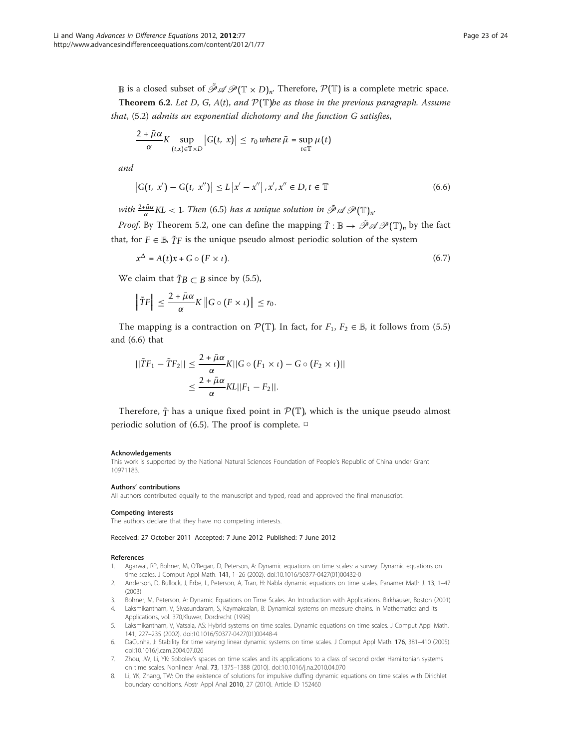$\mathbb{B}$ is a closed subset of $\tilde{\mathscr{P}}\mathscr{A}\mathscr{P}(\mathbb{T} \times D)_n$. Therefore, $\mathcal{P}(\mathbb{T})$ is a complete metric space.

**Theorem 6.2**. *Let D, G, A(t), and* $\mathcal{P}(\mathbb{T})$*be as those in the previous paragraph. Assume that, (5.2) admits an exponential dichotomy and the function G satisfies,*

$$\frac{2 + \bar{\mu}\alpha}{\alpha} K \sup_{(t,x)\in\mathbb{T}\times D} |G(t,\ x)| \leq r_0 \text{ where } \bar{\mu} = \sup_{t\in\mathbb{T}} \mu(t)$$

*and*

$$|G(t,\ x') - G(t,\ x'')| \leq L\,|x' - x''|\,, x', x'' \in D, t \in \mathbb{T} \tag{6.6}$$

*with* $\frac{2+\bar{\mu}\alpha}{\alpha} KL < 1$*. Then (6.5) has a unique solution in* $\tilde{\mathscr{P}}\mathscr{A}\mathscr{P}(\mathbb{T})_n$*.*

*Proof*. By Theorem 5.2, one can define the mapping $\tilde{T} : \mathbb{B} \to \tilde{\mathscr{P}}\mathscr{A}\mathscr{P}(\mathbb{T})_n$ by the fact that, for $F \in \mathbb{B}$, $\tilde{T}F$ is the unique pseudo almost periodic solution of the system

$$x^{\Delta} = A(t)x + G \circ (F \times \iota). \tag{6.7}$$

We claim that $\tilde{T}B \subset B$ since by (5.5),

$$\left\| \tilde{T}F \right\| \leq \frac{2 + \bar{\mu}\alpha}{\alpha} K \left\| G \circ (F \times \iota) \right\| \leq r_0.$$

The mapping is a contraction on $\mathcal{P}(\mathbb{T})$. In fact, for $F_1$, $F_2 \in \mathbb{B}$, it follows from (5.5) and (6.6) that

$$\begin{aligned} ||\tilde{T}F_1 - \tilde{T}F_2|| &\leq \frac{2 + \bar{\mu}\alpha}{\alpha} K ||G \circ (F_1 \times \iota) - G \circ (F_2 \times \iota)|| \\ &\leq \frac{2 + \bar{\mu}\alpha}{\alpha} KL ||F_1 - F_2||. \end{aligned}$$

Therefore, $\tilde{T}$ has a unique fixed point in $\mathcal{P}(\mathbb{T})$, which is the unique pseudo almost periodic solution of (6.5). The proof is complete. □

#### Acknowledgements

This work is supported by the National Natural Sciences Foundation of People's Republic of China under Grant 10971183.

#### Authors' contributions

All authors contributed equally to the manuscript and typed, read and approved the final manuscript.

#### Competing interests

The authors declare that they have no competing interests.

Received: 27 October 2011 Accepted: 7 June 2012 Published: 7 June 2012

#### References

1. Agarwal, RP, Bohner, M, O'Regan, D, Peterson, A: Dynamic equations on time scales: a survey. Dynamic equations on time scales. J Comput Appl Math. **141**, 1–26 (2002). doi:10.1016/S0377-0427(01)00432-0
2. Anderson, D, Bullock, J, Erbe, L, Peterson, A, Tran, H: Nabla dynamic equations on time scales. Panamer Math J. **13**, 1–47 (2003)
3. Bohner, M, Peterson, A: Dynamic Equations on Time Scales. An Introduction with Applications. Birkhäuser, Boston (2001)
4. Laksmikantham, V, Sivasundaram, S, Kaymakcalan, B: Dynamical systems on measure chains. In Mathematics and its Applications, vol. 370,Kluwer, Dordrecht (1996)
5. Laksmikantham, V, Vatsala, AS: Hybrid systems on time scales. Dynamic equations on time scales. J Comput Appl Math. **141**, 227–235 (2002). doi:10.1016/S0377-0427(01)00448-4
6. DaCunha, J: Stability for time varying linear dynamic systems on time scales. J Comput Appl Math. **176**, 381–410 (2005). doi:10.1016/j.cam.2004.07.026
7. Zhou, JW, Li, YK: Sobolev's spaces on time scales and its applications to a class of second order Hamiltonian systems on time scales. Nonlinear Anal. **73**, 1375–1388 (2010). doi:10.1016/j.na.2010.04.070
8. Li, YK, Zhang, TW: On the existence of solutions for impulsive duffing dynamic equations on time scales with Dirichlet boundary conditions. Abstr Appl Anal **2010**, 27 (2010). Article ID 152460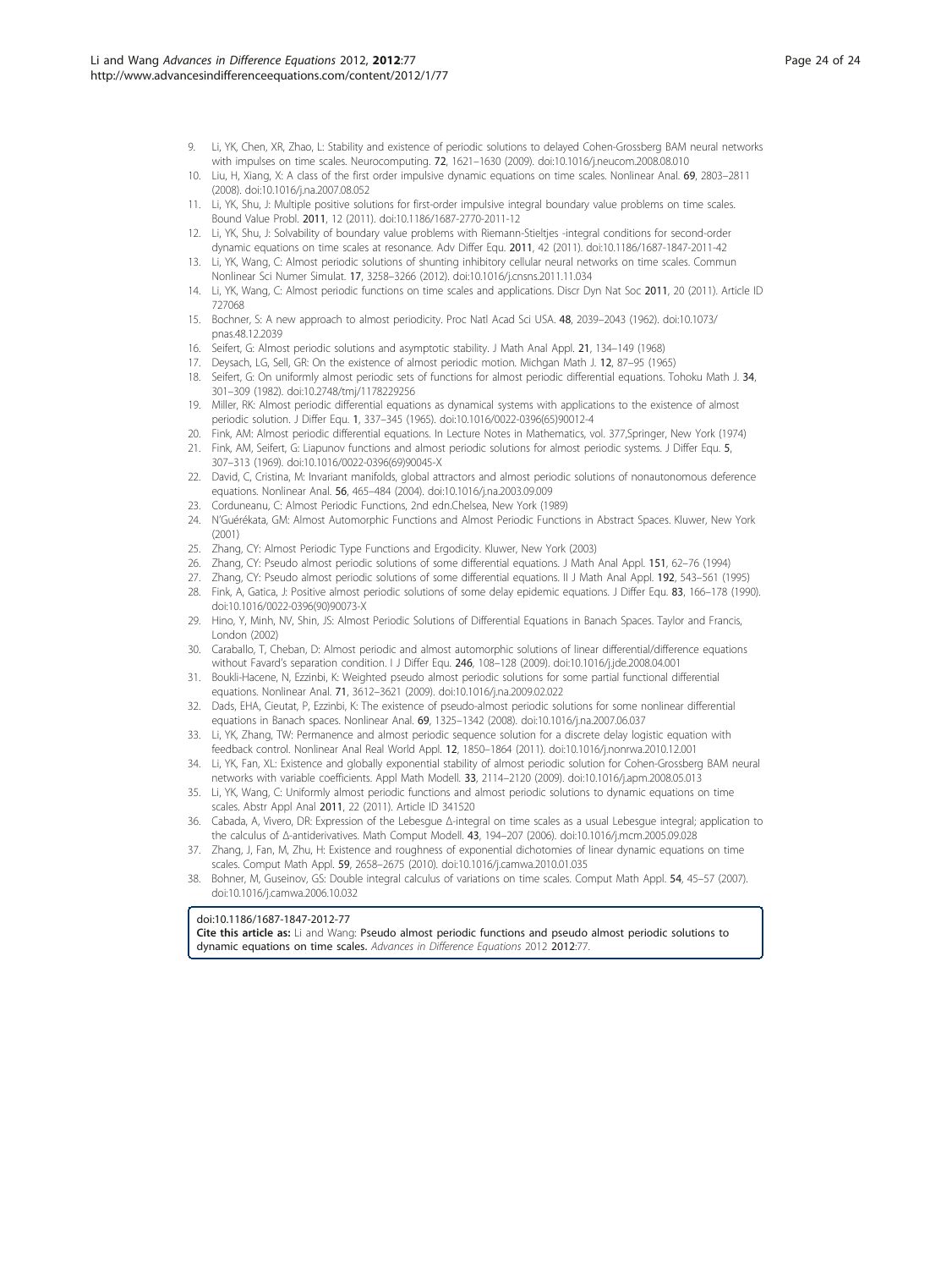9. Li, YK, Chen, XR, Zhao, L: Stability and existence of periodic solutions to delayed Cohen-Grossberg BAM neural networks with impulses on time scales. Neurocomputing. **72**, 1621–1630 (2009). doi:10.1016/j.neucom.2008.08.010
10. Liu, H, Xiang, X: A class of the first order impulsive dynamic equations on time scales. Nonlinear Anal. **69**, 2803–2811 (2008). doi:10.1016/j.na.2007.08.052
11. Li, YK, Shu, J: Multiple positive solutions for first-order impulsive integral boundary value problems on time scales. Bound Value Probl. **2011**, 12 (2011). doi:10.1186/1687-2770-2011-12
12. Li, YK, Shu, J: Solvability of boundary value problems with Riemann-Stieltjes -integral conditions for second-order dynamic equations on time scales at resonance. Adv Differ Equ. **2011**, 42 (2011). doi:10.1186/1687-1847-2011-42
13. Li, YK, Wang, C: Almost periodic solutions of shunting inhibitory cellular neural networks on time scales. Commun Nonlinear Sci Numer Simulat. **17**, 3258–3266 (2012). doi:10.1016/j.cnsns.2011.11.034
14. Li, YK, Wang, C: Almost periodic functions on time scales and applications. Discr Dyn Nat Soc **2011**, 20 (2011). Article ID 727068
15. Bochner, S: A new approach to almost periodicity. Proc Natl Acad Sci USA. **48**, 2039–2043 (1962). doi:10.1073/pnas.48.12.2039
16. Seifert, G: Almost periodic solutions and asymptotic stability. J Math Anal Appl. **21**, 134–149 (1968)
17. Deysach, LG, Sell, GR: On the existence of almost periodic motion. Michgan Math J. **12**, 87–95 (1965)
18. Seifert, G: On uniformly almost periodic sets of functions for almost periodic differential equations. Tohoku Math J. **34**, 301–309 (1982). doi:10.2748/tmj/1178229256
19. Miller, RK: Almost periodic differential equations as dynamical systems with applications to the existence of almost periodic solution. J Differ Equ. **1**, 337–345 (1965). doi:10.1016/0022-0396(65)90012-4
20. Fink, AM: Almost periodic differential equations. In Lecture Notes in Mathematics, vol. 377,Springer, New York (1974)
21. Fink, AM, Seifert, G: Liapunov functions and almost periodic solutions for almost periodic systems. J Differ Equ. **5**, 307–313 (1969). doi:10.1016/0022-0396(69)90045-X
22. David, C, Cristina, M: Invariant manifolds, global attractors and almost periodic solutions of nonautonomous deference equations. Nonlinear Anal. **56**, 465–484 (2004). doi:10.1016/j.na.2003.09.009
23. Corduneanu, C: Almost Periodic Functions, 2nd edn.Chelsea, New York (1989)
24. N'Guérékata, GM: Almost Automorphic Functions and Almost Periodic Functions in Abstract Spaces. Kluwer, New York (2001)
25. Zhang, CY: Almost Periodic Type Functions and Ergodicity. Kluwer, New York (2003)
26. Zhang, CY: Pseudo almost periodic solutions of some differential equations. J Math Anal Appl. **151**, 62–76 (1994)
27. Zhang, CY: Pseudo almost periodic solutions of some differential equations. II J Math Anal Appl. **192**, 543–561 (1995)
28. Fink, A, Gatica, J: Positive almost periodic solutions of some delay epidemic equations. J Differ Equ. **83**, 166–178 (1990). doi:10.1016/0022-0396(90)90073-X
29. Hino, Y, Minh, NV, Shin, JS: Almost Periodic Solutions of Differential Equations in Banach Spaces. Taylor and Francis, London (2002)
30. Caraballo, T, Cheban, D: Almost periodic and almost automorphic solutions of linear differential/difference equations without Favard's separation condition. I J Differ Equ. **246**, 108–128 (2009). doi:10.1016/j.jde.2008.04.001
31. Boukli-Hacene, N, Ezzinbi, K: Weighted pseudo almost periodic solutions for some partial functional differential equations. Nonlinear Anal. **71**, 3612–3621 (2009). doi:10.1016/j.na.2009.02.022
32. Dads, EHA, Cieutat, P, Ezzinbi, K: The existence of pseudo-almost periodic solutions for some nonlinear differential equations in Banach spaces. Nonlinear Anal. **69**, 1325–1342 (2008). doi:10.1016/j.na.2007.06.037
33. Li, YK, Zhang, TW: Permanence and almost periodic sequence solution for a discrete delay logistic equation with feedback control. Nonlinear Anal Real World Appl. **12**, 1850–1864 (2011). doi:10.1016/j.nonrwa.2010.12.001
34. Li, YK, Fan, XL: Existence and globally exponential stability of almost periodic solution for Cohen-Grossberg BAM neural networks with variable coefficients. Appl Math Modell. **33**, 2114–2120 (2009). doi:10.1016/j.apm.2008.05.013
35. Li, YK, Wang, C: Uniformly almost periodic functions and almost periodic solutions to dynamic equations on time scales. Abstr Appl Anal **2011**, 22 (2011). Article ID 341520
36. Cabada, A, Vivero, DR: Expression of the Lebesgue Δ-integral on time scales as a usual Lebesgue integral; application to the calculus of Δ-antiderivatives. Math Comput Modell. **43**, 194–207 (2006). doi:10.1016/j.mcm.2005.09.028
37. Zhang, J, Fan, M, Zhu, H: Existence and roughness of exponential dichotomies of linear dynamic equations on time scales. Comput Math Appl. **59**, 2658–2675 (2010). doi:10.1016/j.camwa.2010.01.035
38. Bohner, M, Guseinov, GS: Double integral calculus of variations on time scales. Comput Math Appl. **54**, 45–57 (2007). doi:10.1016/j.camwa.2006.10.032

doi:10.1186/1687-1847-2012-77

**Cite this article as:** Li and Wang: Pseudo almost periodic functions and pseudo almost periodic solutions to dynamic equations on time scales. *Advances in Difference Equations* 2012 **2012**:77.